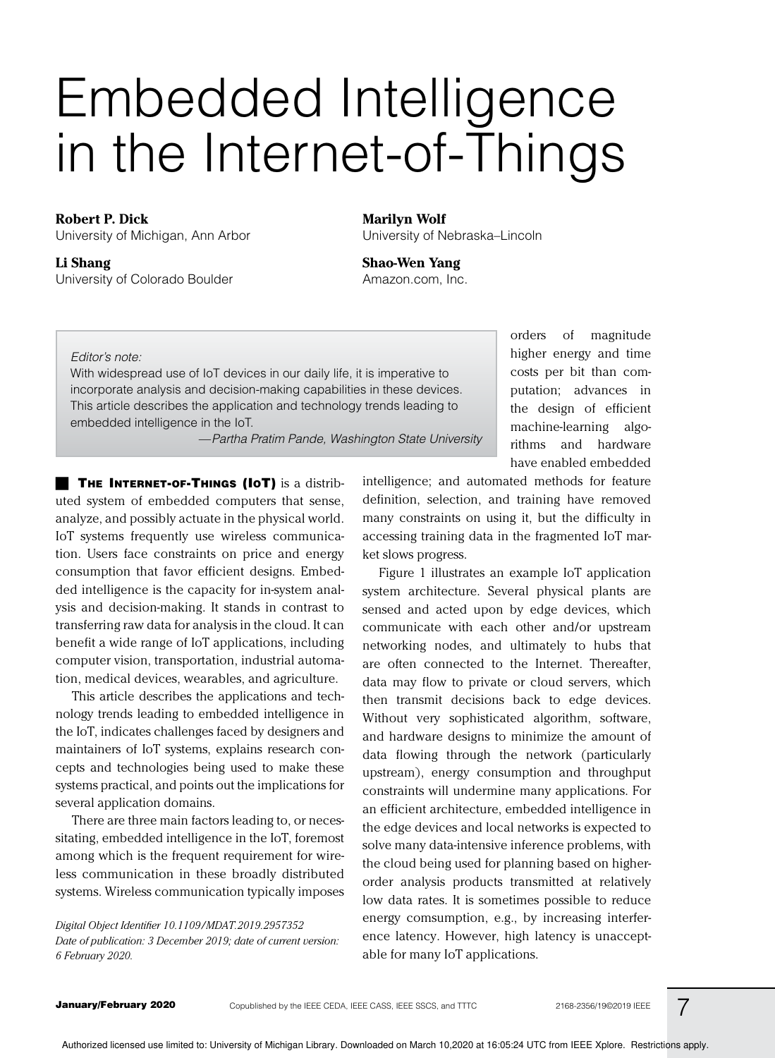# Embedded Intelligence in the Internet-of-Things

**Robert P. Dick**
University of Michigan, Ann Arbor

**Li Shang**
University of Colorado Boulder

**Marilyn Wolf**
University of Nebraska–Lincoln

**Shao-Wen Yang**
Amazon.com, Inc.

*Editor's note:*
With widespread use of IoT devices in our daily life, it is imperative to incorporate analysis and decision-making capabilities in these devices. This article describes the application and technology trends leading to embedded intelligence in the IoT.
*—Partha Pratim Pande, Washington State University*

**THE INTERNET-OF-THINGS (IoT)** is a distributed system of embedded computers that sense, analyze, and possibly actuate in the physical world. IoT systems frequently use wireless communication. Users face constraints on price and energy consumption that favor efficient designs. Embedded intelligence is the capacity for in-system analysis and decision-making. It stands in contrast to transferring raw data for analysis in the cloud. It can benefit a wide range of IoT applications, including computer vision, transportation, industrial automation, medical devices, wearables, and agriculture.

This article describes the applications and technology trends leading to embedded intelligence in the IoT, indicates challenges faced by designers and maintainers of IoT systems, explains research concepts and technologies being used to make these systems practical, and points out the implications for several application domains.

There are three main factors leading to, or necessitating, embedded intelligence in the IoT, foremost among which is the frequent requirement for wireless communication in these broadly distributed systems. Wireless communication typically imposes orders of magnitude higher energy and time costs per bit than computation; advances in the design of efficient machine-learning algorithms and hardware have enabled embedded intelligence; and automated methods for feature definition, selection, and training have removed many constraints on using it, but the difficulty in accessing training data in the fragmented IoT market slows progress.

Figure 1 illustrates an example IoT application system architecture. Several physical plants are sensed and acted upon by edge devices, which communicate with each other and/or upstream networking nodes, and ultimately to hubs that are often connected to the Internet. Thereafter, data may flow to private or cloud servers, which then transmit decisions back to edge devices. Without very sophisticated algorithm, software, and hardware designs to minimize the amount of data flowing through the network (particularly upstream), energy consumption and throughput constraints will undermine many applications. For an efficient architecture, embedded intelligence in the edge devices and local networks is expected to solve many data-intensive inference problems, with the cloud being used for planning based on higher-order analysis products transmitted at relatively low data rates. It is sometimes possible to reduce energy comsumption, e.g., by increasing interference latency. However, high latency is unacceptable for many IoT applications.

*Digital Object Identifier 10.1109/MDAT.2019.2957352*
*Date of publication: 3 December 2019; date of current version: 6 February 2020.*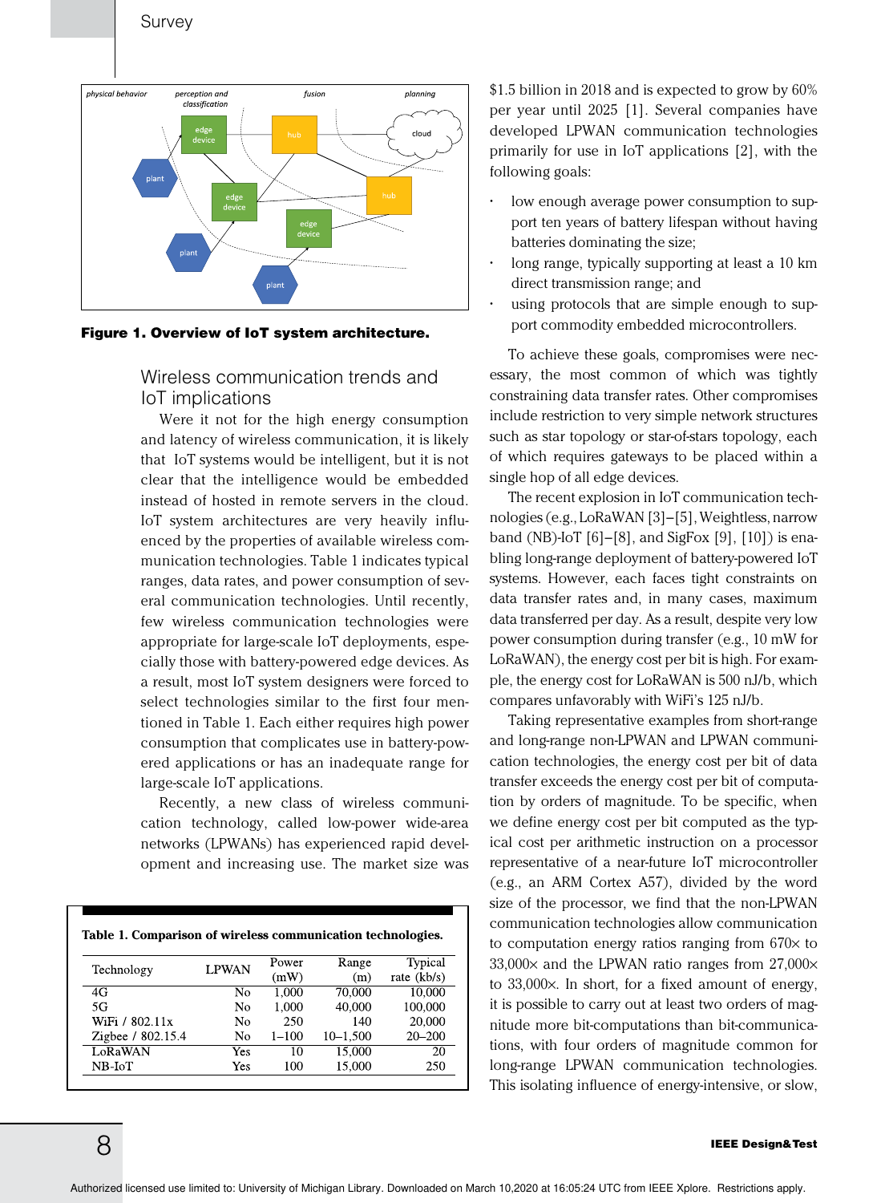Figure 1. Overview of IoT system architecture.

## Wireless communication trends and IoT implications

Were it not for the high energy consumption and latency of wireless communication, it is likely that IoT systems would be intelligent, but it is not clear that the intelligence would be embedded instead of hosted in remote servers in the cloud. IoT system architectures are very heavily influenced by the properties of available wireless communication technologies. Table 1 indicates typical ranges, data rates, and power consumption of several communication technologies. Until recently, few wireless communication technologies were appropriate for large-scale IoT deployments, especially those with battery-powered edge devices. As a result, most IoT system designers were forced to select technologies similar to the first four mentioned in Table 1. Each either requires high power consumption that complicates use in battery-powered applications or has an inadequate range for large-scale IoT applications.

Recently, a new class of wireless communication technology, called low-power wide-area networks (LPWANs) has experienced rapid development and increasing use. The market size was $1.5 billion in 2018 and is expected to grow by 60% per year until 2025 [1]. Several companies have developed LPWAN communication technologies primarily for use in IoT applications [2], with the following goals:

- low enough average power consumption to support ten years of battery lifespan without having batteries dominating the size;
- long range, typically supporting at least a 10 km direct transmission range; and
- using protocols that are simple enough to support commodity embedded microcontrollers.

To achieve these goals, compromises were necessary, the most common of which was tightly constraining data transfer rates. Other compromises include restriction to very simple network structures such as star topology or star-of-stars topology, each of which requires gateways to be placed within a single hop of all edge devices.

The recent explosion in IoT communication technologies (e.g., LoRaWAN [3]–[5], Weightless, narrow band (NB)-IoT [6]–[8], and SigFox [9], [10]) is enabling long-range deployment of battery-powered IoT systems. However, each faces tight constraints on data transfer rates and, in many cases, maximum data transferred per day. As a result, despite very low power consumption during transfer (e.g., 10 mW for LoRaWAN), the energy cost per bit is high. For example, the energy cost for LoRaWAN is 500 nJ/b, which compares unfavorably with WiFi's 125 nJ/b.

Taking representative examples from short-range and long-range non-LPWAN and LPWAN communication technologies, the energy cost per bit of data transfer exceeds the energy cost per bit of computation by orders of magnitude. To be specific, when we define energy cost per bit computed as the typical cost per arithmetic instruction on a processor representative of a near-future IoT microcontroller (e.g., an ARM Cortex A57), divided by the word size of the processor, we find that the non-LPWAN communication technologies allow communication to computation energy ratios ranging from 670× to 33,000× and the LPWAN ratio ranges from 27,000× to 33,000×. In short, for a fixed amount of energy, it is possible to carry out at least two orders of magnitude more bit-computations than bit-communications, with four orders of magnitude common for long-range LPWAN communication technologies. This isolating influence of energy-intensive, or slow,

**Table 1. Comparison of wireless communication technologies.**

| Technology | LPWAN | Power (mW) | Range (m) | Typical rate (kb/s) |
|---|---|---|---|---|
| 4G | No | 1,000 | 70,000 | 10,000 |
| 5G | No | 1,000 | 40,000 | 100,000 |
| WiFi / 802.11x | No | 250 | 140 | 20,000 |
| Zigbee / 802.15.4 | No | 1–100 | 10–1,500 | 20–200 |
| LoRaWAN | Yes | 10 | 15,000 | 20 |
| NB-IoT | Yes | 100 | 15,000 | 250 |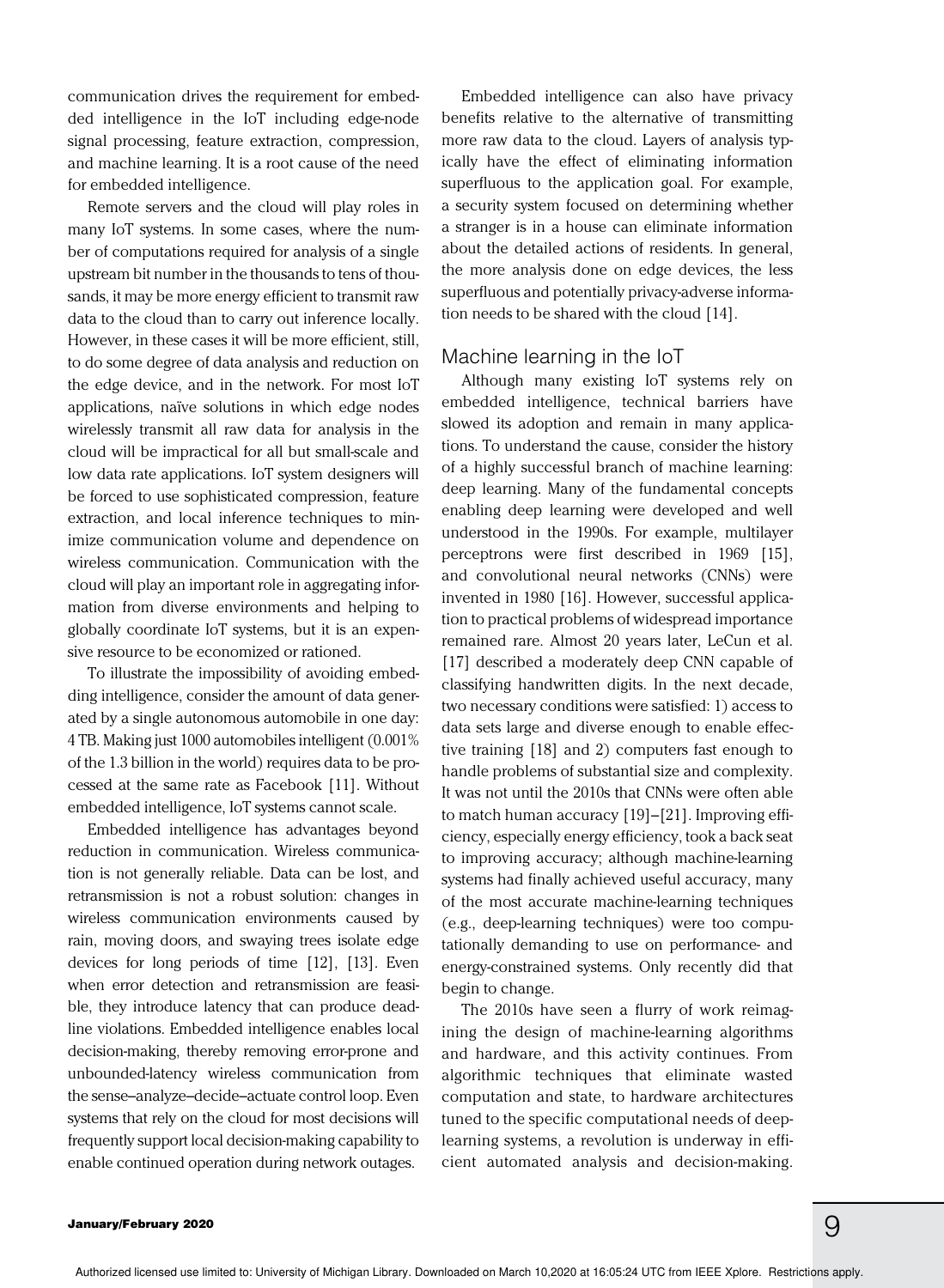communication drives the requirement for embedded intelligence in the IoT including edge-node signal processing, feature extraction, compression, and machine learning. It is a root cause of the need for embedded intelligence.

Remote servers and the cloud will play roles in many IoT systems. In some cases, where the number of computations required for analysis of a single upstream bit number in the thousands to tens of thousands, it may be more energy efficient to transmit raw data to the cloud than to carry out inference locally. However, in these cases it will be more efficient, still, to do some degree of data analysis and reduction on the edge device, and in the network. For most IoT applications, naïve solutions in which edge nodes wirelessly transmit all raw data for analysis in the cloud will be impractical for all but small-scale and low data rate applications. IoT system designers will be forced to use sophisticated compression, feature extraction, and local inference techniques to minimize communication volume and dependence on wireless communication. Communication with the cloud will play an important role in aggregating information from diverse environments and helping to globally coordinate IoT systems, but it is an expensive resource to be economized or rationed.

To illustrate the impossibility of avoiding embedding intelligence, consider the amount of data generated by a single autonomous automobile in one day: 4 TB. Making just 1000 automobiles intelligent (0.001% of the 1.3 billion in the world) requires data to be processed at the same rate as Facebook [11]. Without embedded intelligence, IoT systems cannot scale.

Embedded intelligence has advantages beyond reduction in communication. Wireless communication is not generally reliable. Data can be lost, and retransmission is not a robust solution: changes in wireless communication environments caused by rain, moving doors, and swaying trees isolate edge devices for long periods of time [12], [13]. Even when error detection and retransmission are feasible, they introduce latency that can produce deadline violations. Embedded intelligence enables local decision-making, thereby removing error-prone and unbounded-latency wireless communication from the sense–analyze–decide–actuate control loop. Even systems that rely on the cloud for most decisions will frequently support local decision-making capability to enable continued operation during network outages.

Embedded intelligence can also have privacy benefits relative to the alternative of transmitting more raw data to the cloud. Layers of analysis typically have the effect of eliminating information superfluous to the application goal. For example, a security system focused on determining whether a stranger is in a house can eliminate information about the detailed actions of residents. In general, the more analysis done on edge devices, the less superfluous and potentially privacy-adverse information needs to be shared with the cloud [14].

## Machine learning in the IoT

Although many existing IoT systems rely on embedded intelligence, technical barriers have slowed its adoption and remain in many applications. To understand the cause, consider the history of a highly successful branch of machine learning: deep learning. Many of the fundamental concepts enabling deep learning were developed and well understood in the 1990s. For example, multilayer perceptrons were first described in 1969 [15], and convolutional neural networks (CNNs) were invented in 1980 [16]. However, successful application to practical problems of widespread importance remained rare. Almost 20 years later, LeCun et al. [17] described a moderately deep CNN capable of classifying handwritten digits. In the next decade, two necessary conditions were satisfied: 1) access to data sets large and diverse enough to enable effective training [18] and 2) computers fast enough to handle problems of substantial size and complexity. It was not until the 2010s that CNNs were often able to match human accuracy [19]–[21]. Improving efficiency, especially energy efficiency, took a back seat to improving accuracy; although machine-learning systems had finally achieved useful accuracy, many of the most accurate machine-learning techniques (e.g., deep-learning techniques) were too computationally demanding to use on performance- and energy-constrained systems. Only recently did that begin to change.

The 2010s have seen a flurry of work reimagining the design of machine-learning algorithms and hardware, and this activity continues. From algorithmic techniques that eliminate wasted computation and state, to hardware architectures tuned to the specific computational needs of deep-learning systems, a revolution is underway in efficient automated analysis and decision-making.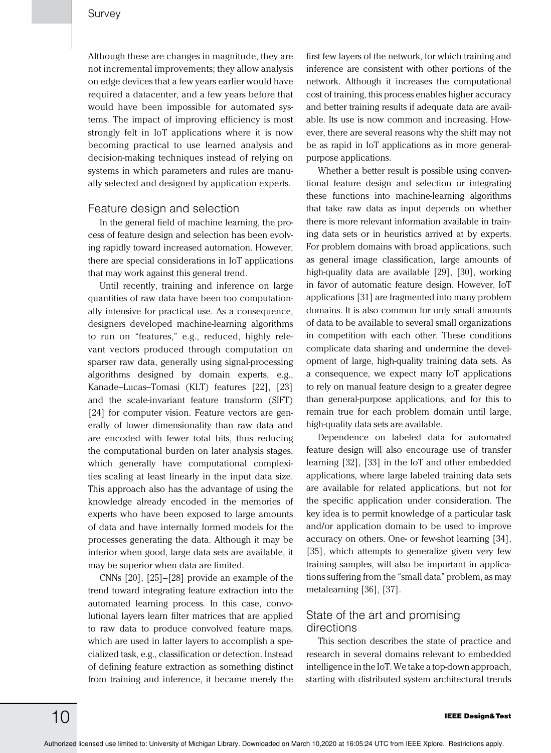Although these are changes in magnitude, they are not incremental improvements; they allow analysis on edge devices that a few years earlier would have required a datacenter, and a few years before that would have been impossible for automated systems. The impact of improving efficiency is most strongly felt in IoT applications where it is now becoming practical to use learned analysis and decision-making techniques instead of relying on systems in which parameters and rules are manually selected and designed by application experts.

## Feature design and selection

In the general field of machine learning, the process of feature design and selection has been evolving rapidly toward increased automation. However, there are special considerations in IoT applications that may work against this general trend.

Until recently, training and inference on large quantities of raw data have been too computationally intensive for practical use. As a consequence, designers developed machine-learning algorithms to run on "features," e.g., reduced, highly relevant vectors produced through computation on sparser raw data, generally using signal-processing algorithms designed by domain experts, e.g., Kanade–Lucas–Tomasi (KLT) features [22], [23] and the scale-invariant feature transform (SIFT) [24] for computer vision. Feature vectors are generally of lower dimensionality than raw data and are encoded with fewer total bits, thus reducing the computational burden on later analysis stages, which generally have computational complexities scaling at least linearly in the input data size. This approach also has the advantage of using the knowledge already encoded in the memories of experts who have been exposed to large amounts of data and have internally formed models for the processes generating the data. Although it may be inferior when good, large data sets are available, it may be superior when data are limited.

CNNs [20], [25]–[28] provide an example of the trend toward integrating feature extraction into the automated learning process. In this case, convolutional layers learn filter matrices that are applied to raw data to produce convolved feature maps, which are used in latter layers to accomplish a specialized task, e.g., classification or detection. Instead of defining feature extraction as something distinct from training and inference, it became merely the first few layers of the network, for which training and inference are consistent with other portions of the network. Although it increases the computational cost of training, this process enables higher accuracy and better training results if adequate data are available. Its use is now common and increasing. However, there are several reasons why the shift may not be as rapid in IoT applications as in more general-purpose applications.

Whether a better result is possible using conventional feature design and selection or integrating these functions into machine-learning algorithms that take raw data as input depends on whether there is more relevant information available in training data sets or in heuristics arrived at by experts. For problem domains with broad applications, such as general image classification, large amounts of high-quality data are available [29], [30], working in favor of automatic feature design. However, IoT applications [31] are fragmented into many problem domains. It is also common for only small amounts of data to be available to several small organizations in competition with each other. These conditions complicate data sharing and undermine the development of large, high-quality training data sets. As a consequence, we expect many IoT applications to rely on manual feature design to a greater degree than general-purpose applications, and for this to remain true for each problem domain until large, high-quality data sets are available.

Dependence on labeled data for automated feature design will also encourage use of transfer learning [32], [33] in the IoT and other embedded applications, where large labeled training data sets are available for related applications, but not for the specific application under consideration. The key idea is to permit knowledge of a particular task and/or application domain to be used to improve accuracy on others. One- or few-shot learning [34], [35], which attempts to generalize given very few training samples, will also be important in applications suffering from the "small data" problem, as may metalearning [36], [37].

## State of the art and promising directions

This section describes the state of practice and research in several domains relevant to embedded intelligence in the IoT. We take a top-down approach, starting with distributed system architectural trends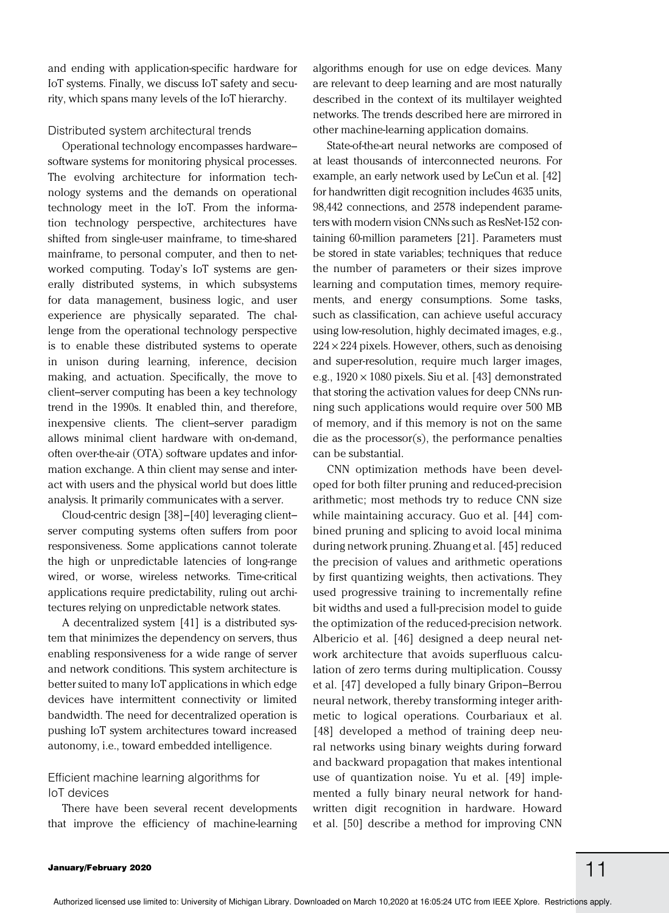and ending with application-specific hardware for IoT systems. Finally, we discuss IoT safety and security, which spans many levels of the IoT hierarchy.

### Distributed system architectural trends

Operational technology encompasses hardware–software systems for monitoring physical processes. The evolving architecture for information technology systems and the demands on operational technology meet in the IoT. From the information technology perspective, architectures have shifted from single-user mainframe, to time-shared mainframe, to personal computer, and then to networked computing. Today's IoT systems are generally distributed systems, in which subsystems for data management, business logic, and user experience are physically separated. The challenge from the operational technology perspective is to enable these distributed systems to operate in unison during learning, inference, decision making, and actuation. Specifically, the move to client–server computing has been a key technology trend in the 1990s. It enabled thin, and therefore, inexpensive clients. The client–server paradigm allows minimal client hardware with on-demand, often over-the-air (OTA) software updates and information exchange. A thin client may sense and interact with users and the physical world but does little analysis. It primarily communicates with a server.

Cloud-centric design [38]–[40] leveraging client–server computing systems often suffers from poor responsiveness. Some applications cannot tolerate the high or unpredictable latencies of long-range wired, or worse, wireless networks. Time-critical applications require predictability, ruling out architectures relying on unpredictable network states.

A decentralized system [41] is a distributed system that minimizes the dependency on servers, thus enabling responsiveness for a wide range of server and network conditions. This system architecture is better suited to many IoT applications in which edge devices have intermittent connectivity or limited bandwidth. The need for decentralized operation is pushing IoT system architectures toward increased autonomy, i.e., toward embedded intelligence.

### Efficient machine learning algorithms for IoT devices

There have been several recent developments that improve the efficiency of machine-learning algorithms enough for use on edge devices. Many are relevant to deep learning and are most naturally described in the context of its multilayer weighted networks. The trends described here are mirrored in other machine-learning application domains.

State-of-the-art neural networks are composed of at least thousands of interconnected neurons. For example, an early network used by LeCun et al. [42] for handwritten digit recognition includes 4635 units, 98,442 connections, and 2578 independent parameters with modern vision CNNs such as ResNet-152 containing 60-million parameters [21]. Parameters must be stored in state variables; techniques that reduce the number of parameters or their sizes improve learning and computation times, memory requirements, and energy consumptions. Some tasks, such as classification, can achieve useful accuracy using low-resolution, highly decimated images, e.g., $224 \times 224$ pixels. However, others, such as denoising and super-resolution, require much larger images, e.g., $1920 \times 1080$ pixels. Siu et al. [43] demonstrated that storing the activation values for deep CNNs running such applications would require over 500 MB of memory, and if this memory is not on the same die as the processor(s), the performance penalties can be substantial.

CNN optimization methods have been developed for both filter pruning and reduced-precision arithmetic; most methods try to reduce CNN size while maintaining accuracy. Guo et al. [44] combined pruning and splicing to avoid local minima during network pruning. Zhuang et al. [45] reduced the precision of values and arithmetic operations by first quantizing weights, then activations. They used progressive training to incrementally refine bit widths and used a full-precision model to guide the optimization of the reduced-precision network. Albericio et al. [46] designed a deep neural network architecture that avoids superfluous calculation of zero terms during multiplication. Coussy et al. [47] developed a fully binary Gripon–Berrou neural network, thereby transforming integer arithmetic to logical operations. Courbariaux et al. [48] developed a method of training deep neural networks using binary weights during forward and backward propagation that makes intentional use of quantization noise. Yu et al. [49] implemented a fully binary neural network for handwritten digit recognition in hardware. Howard et al. [50] describe a method for improving CNN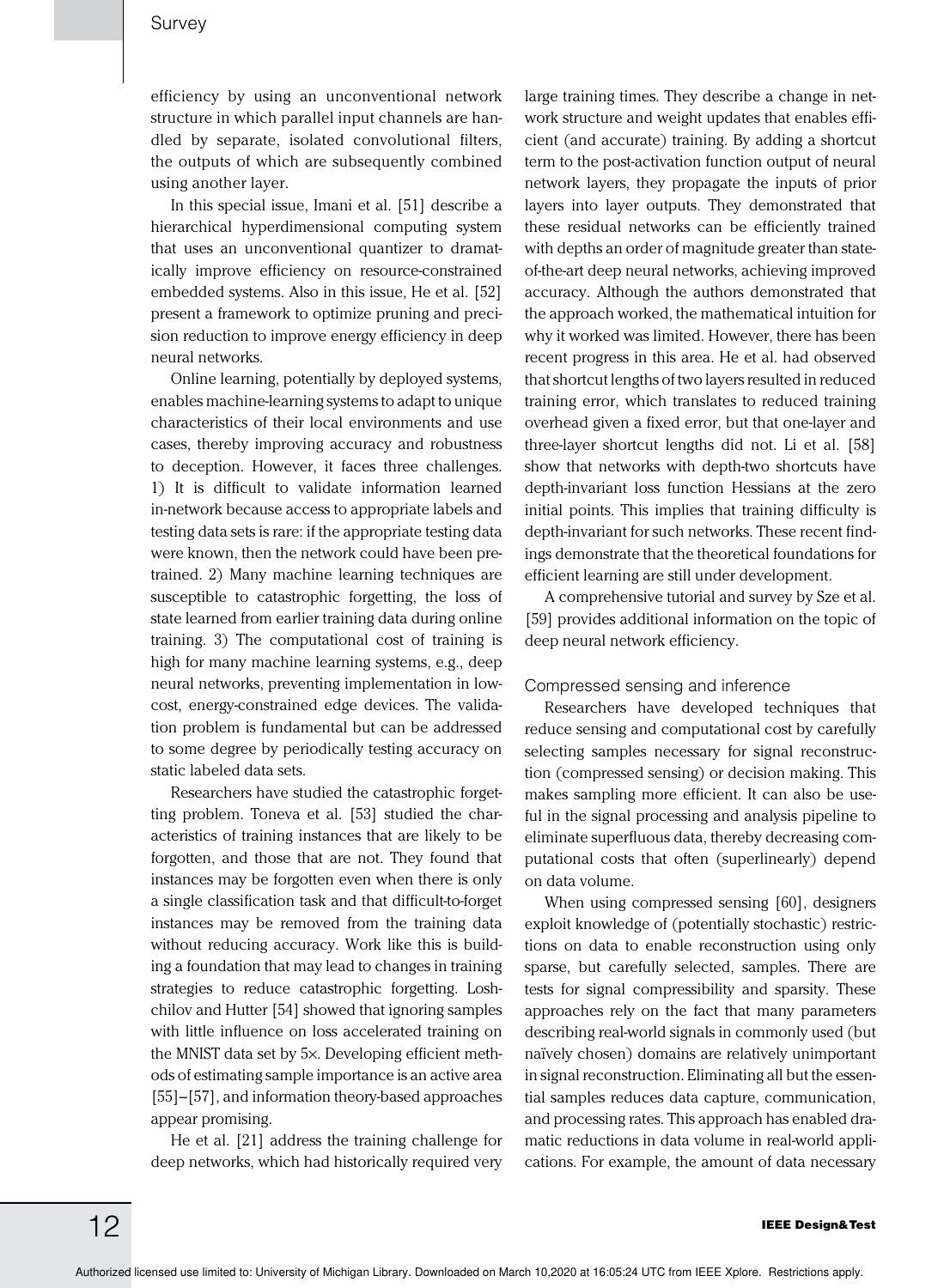efficiency by using an unconventional network structure in which parallel input channels are handled by separate, isolated convolutional filters, the outputs of which are subsequently combined using another layer.

In this special issue, Imani et al. [51] describe a hierarchical hyperdimensional computing system that uses an unconventional quantizer to dramatically improve efficiency on resource-constrained embedded systems. Also in this issue, He et al. [52] present a framework to optimize pruning and precision reduction to improve energy efficiency in deep neural networks.

Online learning, potentially by deployed systems, enables machine-learning systems to adapt to unique characteristics of their local environments and use cases, thereby improving accuracy and robustness to deception. However, it faces three challenges. 1) It is difficult to validate information learned in-network because access to appropriate labels and testing data sets is rare: if the appropriate testing data were known, then the network could have been pretrained. 2) Many machine learning techniques are susceptible to catastrophic forgetting, the loss of state learned from earlier training data during online training. 3) The computational cost of training is high for many machine learning systems, e.g., deep neural networks, preventing implementation in low-cost, energy-constrained edge devices. The validation problem is fundamental but can be addressed to some degree by periodically testing accuracy on static labeled data sets.

Researchers have studied the catastrophic forgetting problem. Toneva et al. [53] studied the characteristics of training instances that are likely to be forgotten, and those that are not. They found that instances may be forgotten even when there is only a single classification task and that difficult-to-forget instances may be removed from the training data without reducing accuracy. Work like this is building a foundation that may lead to changes in training strategies to reduce catastrophic forgetting. Loshchilov and Hutter [54] showed that ignoring samples with little influence on loss accelerated training on the MNIST data set by 5×. Developing efficient methods of estimating sample importance is an active area [55]–[57], and information theory-based approaches appear promising.

He et al. [21] address the training challenge for deep networks, which had historically required very large training times. They describe a change in network structure and weight updates that enables efficient (and accurate) training. By adding a shortcut term to the post-activation function output of neural network layers, they propagate the inputs of prior layers into layer outputs. They demonstrated that these residual networks can be efficiently trained with depths an order of magnitude greater than state-of-the-art deep neural networks, achieving improved accuracy. Although the authors demonstrated that the approach worked, the mathematical intuition for why it worked was limited. However, there has been recent progress in this area. He et al. had observed that shortcut lengths of two layers resulted in reduced training error, which translates to reduced training overhead given a fixed error, but that one-layer and three-layer shortcut lengths did not. Li et al. [58] show that networks with depth-two shortcuts have depth-invariant loss function Hessians at the zero initial points. This implies that training difficulty is depth-invariant for such networks. These recent findings demonstrate that the theoretical foundations for efficient learning are still under development.

A comprehensive tutorial and survey by Sze et al. [59] provides additional information on the topic of deep neural network efficiency.

### Compressed sensing and inference

Researchers have developed techniques that reduce sensing and computational cost by carefully selecting samples necessary for signal reconstruction (compressed sensing) or decision making. This makes sampling more efficient. It can also be useful in the signal processing and analysis pipeline to eliminate superfluous data, thereby decreasing computational costs that often (superlinearly) depend on data volume.

When using compressed sensing [60], designers exploit knowledge of (potentially stochastic) restrictions on data to enable reconstruction using only sparse, but carefully selected, samples. There are tests for signal compressibility and sparsity. These approaches rely on the fact that many parameters describing real-world signals in commonly used (but naïvely chosen) domains are relatively unimportant in signal reconstruction. Eliminating all but the essential samples reduces data capture, communication, and processing rates. This approach has enabled dramatic reductions in data volume in real-world applications. For example, the amount of data necessary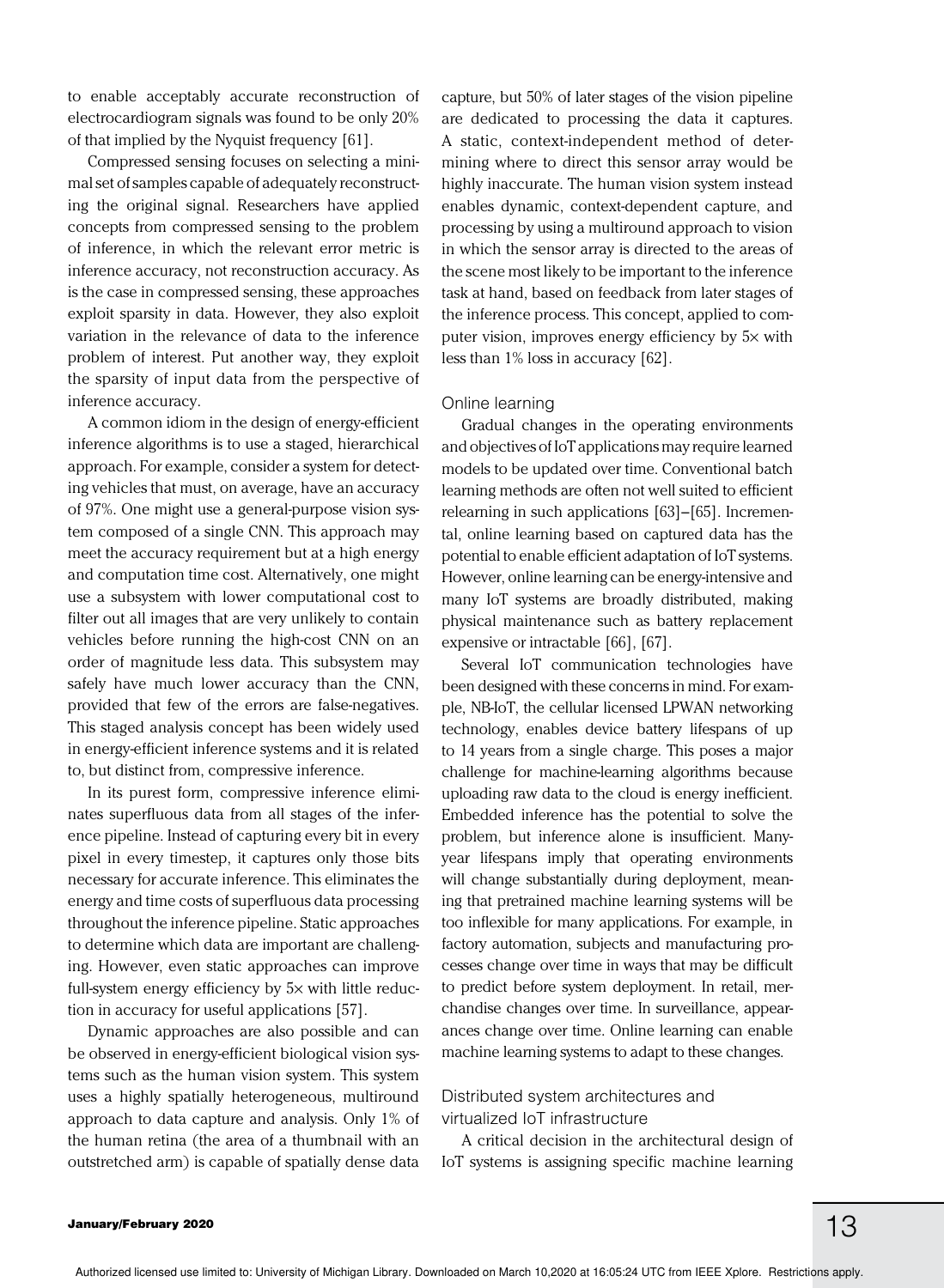to enable acceptably accurate reconstruction of electrocardiogram signals was found to be only 20% of that implied by the Nyquist frequency [61].

Compressed sensing focuses on selecting a minimal set of samples capable of adequately reconstructing the original signal. Researchers have applied concepts from compressed sensing to the problem of inference, in which the relevant error metric is inference accuracy, not reconstruction accuracy. As is the case in compressed sensing, these approaches exploit sparsity in data. However, they also exploit variation in the relevance of data to the inference problem of interest. Put another way, they exploit the sparsity of input data from the perspective of inference accuracy.

A common idiom in the design of energy-efficient inference algorithms is to use a staged, hierarchical approach. For example, consider a system for detecting vehicles that must, on average, have an accuracy of 97%. One might use a general-purpose vision system composed of a single CNN. This approach may meet the accuracy requirement but at a high energy and computation time cost. Alternatively, one might use a subsystem with lower computational cost to filter out all images that are very unlikely to contain vehicles before running the high-cost CNN on an order of magnitude less data. This subsystem may safely have much lower accuracy than the CNN, provided that few of the errors are false-negatives. This staged analysis concept has been widely used in energy-efficient inference systems and it is related to, but distinct from, compressive inference.

In its purest form, compressive inference eliminates superfluous data from all stages of the inference pipeline. Instead of capturing every bit in every pixel in every timestep, it captures only those bits necessary for accurate inference. This eliminates the energy and time costs of superfluous data processing throughout the inference pipeline. Static approaches to determine which data are important are challenging. However, even static approaches can improve full-system energy efficiency by 5× with little reduction in accuracy for useful applications [57].

Dynamic approaches are also possible and can be observed in energy-efficient biological vision systems such as the human vision system. This system uses a highly spatially heterogeneous, multiround approach to data capture and analysis. Only 1% of the human retina (the area of a thumbnail with an outstretched arm) is capable of spatially dense data capture, but 50% of later stages of the vision pipeline are dedicated to processing the data it captures. A static, context-independent method of determining where to direct this sensor array would be highly inaccurate. The human vision system instead enables dynamic, context-dependent capture, and processing by using a multiround approach to vision in which the sensor array is directed to the areas of the scene most likely to be important to the inference task at hand, based on feedback from later stages of the inference process. This concept, applied to computer vision, improves energy efficiency by 5× with less than 1% loss in accuracy [62].

### Online learning

Gradual changes in the operating environments and objectives of IoT applications may require learned models to be updated over time. Conventional batch learning methods are often not well suited to efficient relearning in such applications [63]–[65]. Incremental, online learning based on captured data has the potential to enable efficient adaptation of IoT systems. However, online learning can be energy-intensive and many IoT systems are broadly distributed, making physical maintenance such as battery replacement expensive or intractable [66], [67].

Several IoT communication technologies have been designed with these concerns in mind. For example, NB-IoT, the cellular licensed LPWAN networking technology, enables device battery lifespans of up to 14 years from a single charge. This poses a major challenge for machine-learning algorithms because uploading raw data to the cloud is energy inefficient. Embedded inference has the potential to solve the problem, but inference alone is insufficient. Many-year lifespans imply that operating environments will change substantially during deployment, meaning that pretrained machine learning systems will be too inflexible for many applications. For example, in factory automation, subjects and manufacturing processes change over time in ways that may be difficult to predict before system deployment. In retail, merchandise changes over time. In surveillance, appearances change over time. Online learning can enable machine learning systems to adapt to these changes.

### Distributed system architectures and virtualized IoT infrastructure

A critical decision in the architectural design of IoT systems is assigning specific machine learning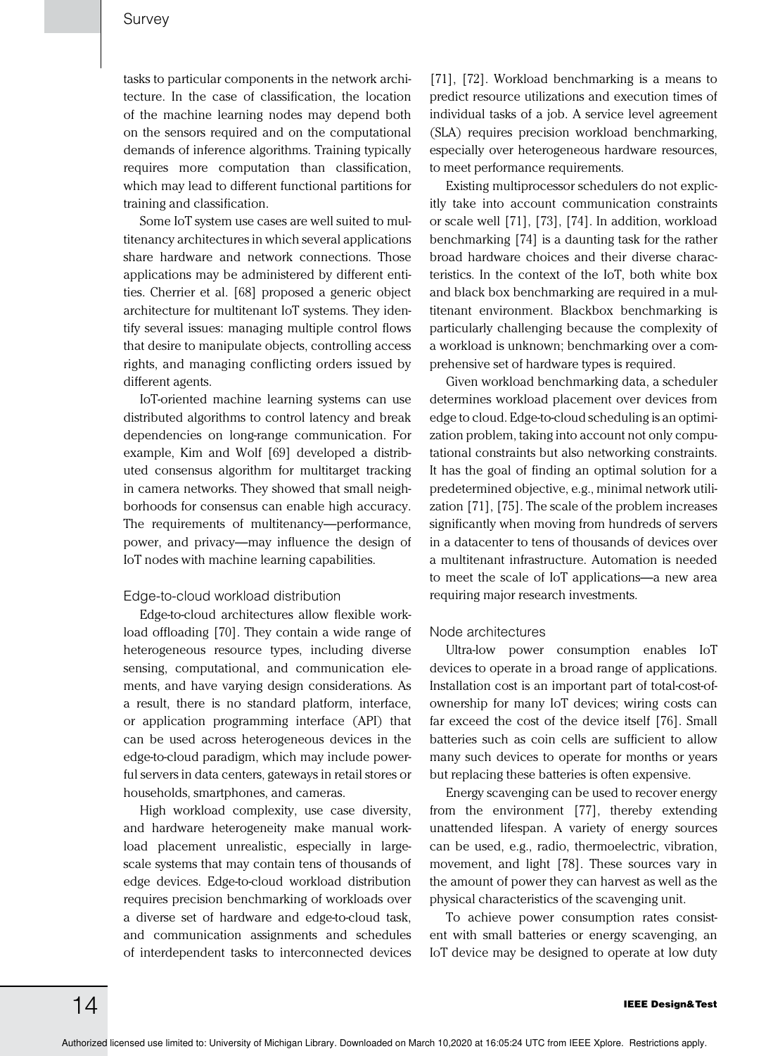tasks to particular components in the network architecture. In the case of classification, the location of the machine learning nodes may depend both on the sensors required and on the computational demands of inference algorithms. Training typically requires more computation than classification, which may lead to different functional partitions for training and classification.

Some IoT system use cases are well suited to multitenancy architectures in which several applications share hardware and network connections. Those applications may be administered by different entities. Cherrier et al. [68] proposed a generic object architecture for multitenant IoT systems. They identify several issues: managing multiple control flows that desire to manipulate objects, controlling access rights, and managing conflicting orders issued by different agents.

IoT-oriented machine learning systems can use distributed algorithms to control latency and break dependencies on long-range communication. For example, Kim and Wolf [69] developed a distributed consensus algorithm for multitarget tracking in camera networks. They showed that small neighborhoods for consensus can enable high accuracy. The requirements of multitenancy—performance, power, and privacy—may influence the design of IoT nodes with machine learning capabilities.

## Edge-to-cloud workload distribution

Edge-to-cloud architectures allow flexible workload offloading [70]. They contain a wide range of heterogeneous resource types, including diverse sensing, computational, and communication elements, and have varying design considerations. As a result, there is no standard platform, interface, or application programming interface (API) that can be used across heterogeneous devices in the edge-to-cloud paradigm, which may include powerful servers in data centers, gateways in retail stores or households, smartphones, and cameras.

High workload complexity, use case diversity, and hardware heterogeneity make manual workload placement unrealistic, especially in large-scale systems that may contain tens of thousands of edge devices. Edge-to-cloud workload distribution requires precision benchmarking of workloads over a diverse set of hardware and edge-to-cloud task, and communication assignments and schedules of interdependent tasks to interconnected devices [71], [72]. Workload benchmarking is a means to predict resource utilizations and execution times of individual tasks of a job. A service level agreement (SLA) requires precision workload benchmarking, especially over heterogeneous hardware resources, to meet performance requirements.

Existing multiprocessor schedulers do not explicitly take into account communication constraints or scale well [71], [73], [74]. In addition, workload benchmarking [74] is a daunting task for the rather broad hardware choices and their diverse characteristics. In the context of the IoT, both white box and black box benchmarking are required in a multitenant environment. Blackbox benchmarking is particularly challenging because the complexity of a workload is unknown; benchmarking over a comprehensive set of hardware types is required.

Given workload benchmarking data, a scheduler determines workload placement over devices from edge to cloud. Edge-to-cloud scheduling is an optimization problem, taking into account not only computational constraints but also networking constraints. It has the goal of finding an optimal solution for a predetermined objective, e.g., minimal network utilization [71], [75]. The scale of the problem increases significantly when moving from hundreds of servers in a datacenter to tens of thousands of devices over a multitenant infrastructure. Automation is needed to meet the scale of IoT applications—a new area requiring major research investments.

## Node architectures

Ultra-low power consumption enables IoT devices to operate in a broad range of applications. Installation cost is an important part of total-cost-of-ownership for many IoT devices; wiring costs can far exceed the cost of the device itself [76]. Small batteries such as coin cells are sufficient to allow many such devices to operate for months or years but replacing these batteries is often expensive.

Energy scavenging can be used to recover energy from the environment [77], thereby extending unattended lifespan. A variety of energy sources can be used, e.g., radio, thermoelectric, vibration, movement, and light [78]. These sources vary in the amount of power they can harvest as well as the physical characteristics of the scavenging unit.

To achieve power consumption rates consistent with small batteries or energy scavenging, an IoT device may be designed to operate at low duty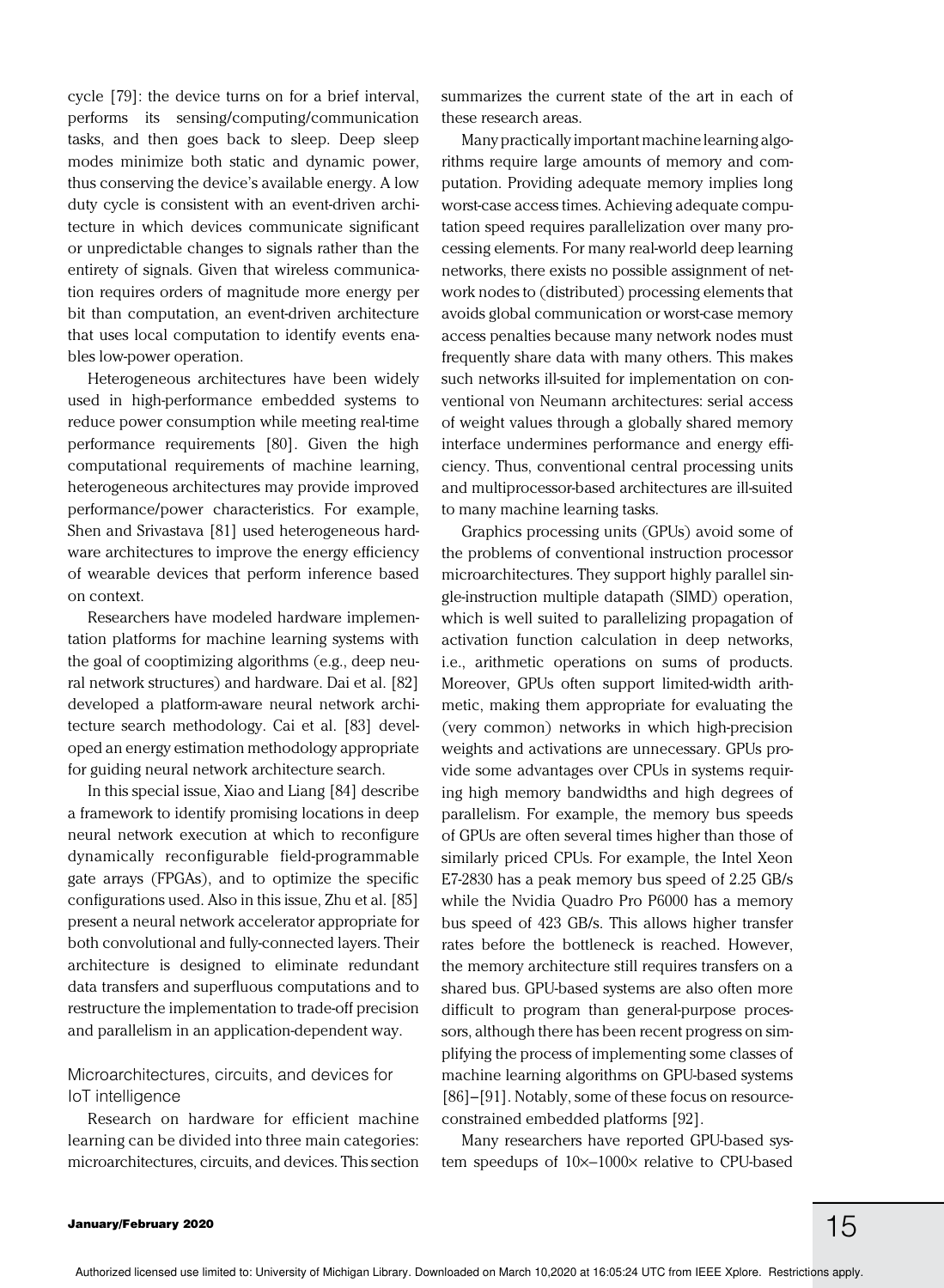cycle [79]: the device turns on for a brief interval, performs its sensing/computing/communication tasks, and then goes back to sleep. Deep sleep modes minimize both static and dynamic power, thus conserving the device's available energy. A low duty cycle is consistent with an event-driven architecture in which devices communicate significant or unpredictable changes to signals rather than the entirety of signals. Given that wireless communication requires orders of magnitude more energy per bit than computation, an event-driven architecture that uses local computation to identify events enables low-power operation.

Heterogeneous architectures have been widely used in high-performance embedded systems to reduce power consumption while meeting real-time performance requirements [80]. Given the high computational requirements of machine learning, heterogeneous architectures may provide improved performance/power characteristics. For example, Shen and Srivastava [81] used heterogeneous hardware architectures to improve the energy efficiency of wearable devices that perform inference based on context.

Researchers have modeled hardware implementation platforms for machine learning systems with the goal of cooptimizing algorithms (e.g., deep neural network structures) and hardware. Dai et al. [82] developed a platform-aware neural network architecture search methodology. Cai et al. [83] developed an energy estimation methodology appropriate for guiding neural network architecture search.

In this special issue, Xiao and Liang [84] describe a framework to identify promising locations in deep neural network execution at which to reconfigure dynamically reconfigurable field-programmable gate arrays (FPGAs), and to optimize the specific configurations used. Also in this issue, Zhu et al. [85] present a neural network accelerator appropriate for both convolutional and fully-connected layers. Their architecture is designed to eliminate redundant data transfers and superfluous computations and to restructure the implementation to trade-off precision and parallelism in an application-dependent way.

## Microarchitectures, circuits, and devices for IoT intelligence

Research on hardware for efficient machine learning can be divided into three main categories: microarchitectures, circuits, and devices. This section summarizes the current state of the art in each of these research areas.

Many practically important machine learning algorithms require large amounts of memory and computation. Providing adequate memory implies long worst-case access times. Achieving adequate computation speed requires parallelization over many processing elements. For many real-world deep learning networks, there exists no possible assignment of network nodes to (distributed) processing elements that avoids global communication or worst-case memory access penalties because many network nodes must frequently share data with many others. This makes such networks ill-suited for implementation on conventional von Neumann architectures: serial access of weight values through a globally shared memory interface undermines performance and energy efficiency. Thus, conventional central processing units and multiprocessor-based architectures are ill-suited to many machine learning tasks.

Graphics processing units (GPUs) avoid some of the problems of conventional instruction processor microarchitectures. They support highly parallel single-instruction multiple datapath (SIMD) operation, which is well suited to parallelizing propagation of activation function calculation in deep networks, i.e., arithmetic operations on sums of products. Moreover, GPUs often support limited-width arithmetic, making them appropriate for evaluating the (very common) networks in which high-precision weights and activations are unnecessary. GPUs provide some advantages over CPUs in systems requiring high memory bandwidths and high degrees of parallelism. For example, the memory bus speeds of GPUs are often several times higher than those of similarly priced CPUs. For example, the Intel Xeon E7-2830 has a peak memory bus speed of 2.25 GB/s while the Nvidia Quadro Pro P6000 has a memory bus speed of 423 GB/s. This allows higher transfer rates before the bottleneck is reached. However, the memory architecture still requires transfers on a shared bus. GPU-based systems are also often more difficult to program than general-purpose processors, although there has been recent progress on simplifying the process of implementing some classes of machine learning algorithms on GPU-based systems [86]–[91]. Notably, some of these focus on resource-constrained embedded platforms [92].

Many researchers have reported GPU-based system speedups of 10×–1000× relative to CPU-based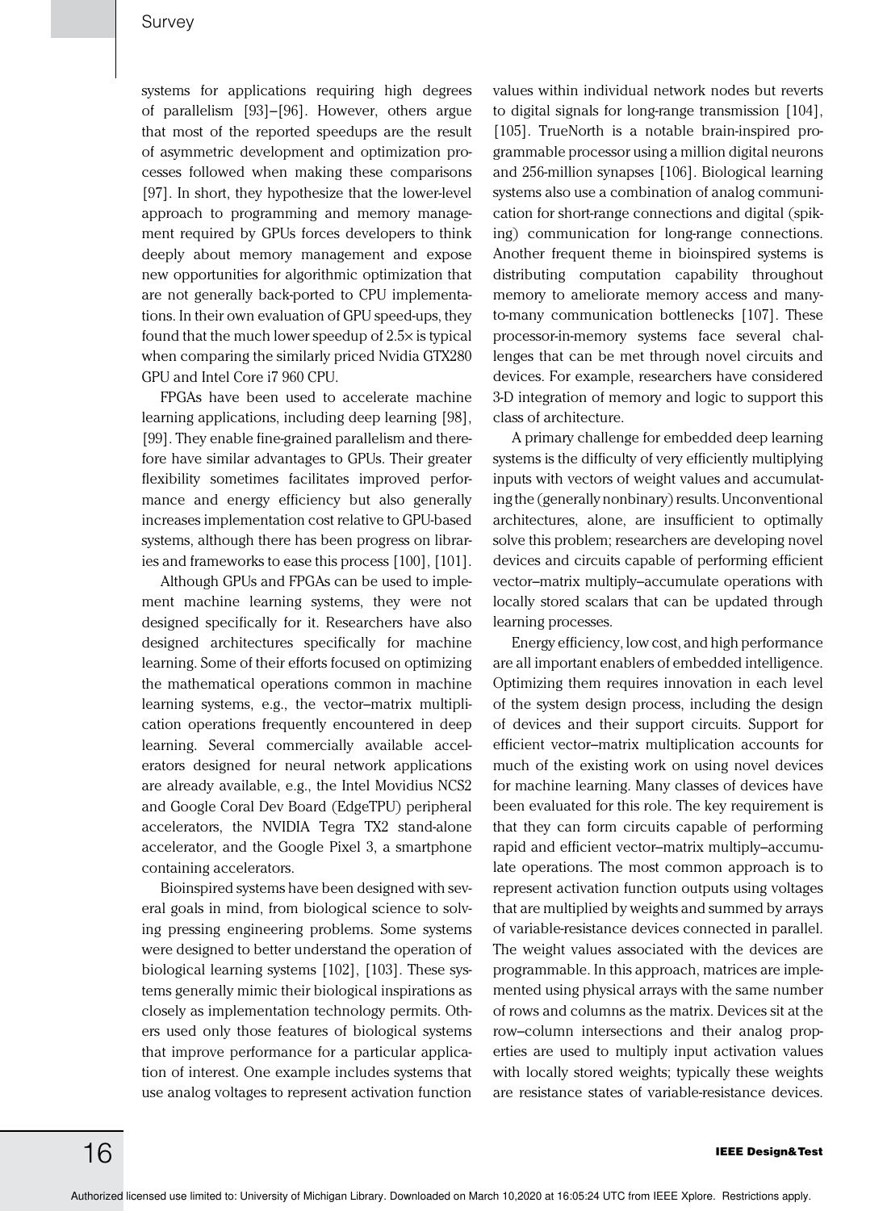systems for applications requiring high degrees of parallelism [93]–[96]. However, others argue that most of the reported speedups are the result of asymmetric development and optimization processes followed when making these comparisons [97]. In short, they hypothesize that the lower-level approach to programming and memory management required by GPUs forces developers to think deeply about memory management and expose new opportunities for algorithmic optimization that are not generally back-ported to CPU implementations. In their own evaluation of GPU speed-ups, they found that the much lower speedup of 2.5× is typical when comparing the similarly priced Nvidia GTX280 GPU and Intel Core i7 960 CPU.

FPGAs have been used to accelerate machine learning applications, including deep learning [98], [99]. They enable fine-grained parallelism and therefore have similar advantages to GPUs. Their greater flexibility sometimes facilitates improved performance and energy efficiency but also generally increases implementation cost relative to GPU-based systems, although there has been progress on libraries and frameworks to ease this process [100], [101].

Although GPUs and FPGAs can be used to implement machine learning systems, they were not designed specifically for it. Researchers have also designed architectures specifically for machine learning. Some of their efforts focused on optimizing the mathematical operations common in machine learning systems, e.g., the vector–matrix multiplication operations frequently encountered in deep learning. Several commercially available accelerators designed for neural network applications are already available, e.g., the Intel Movidius NCS2 and Google Coral Dev Board (EdgeTPU) peripheral accelerators, the NVIDIA Tegra TX2 stand-alone accelerator, and the Google Pixel 3, a smartphone containing accelerators.

Bioinspired systems have been designed with several goals in mind, from biological science to solving pressing engineering problems. Some systems were designed to better understand the operation of biological learning systems [102], [103]. These systems generally mimic their biological inspirations as closely as implementation technology permits. Others used only those features of biological systems that improve performance for a particular application of interest. One example includes systems that use analog voltages to represent activation function values within individual network nodes but reverts to digital signals for long-range transmission [104], [105]. TrueNorth is a notable brain-inspired programmable processor using a million digital neurons and 256-million synapses [106]. Biological learning systems also use a combination of analog communication for short-range connections and digital (spiking) communication for long-range connections. Another frequent theme in bioinspired systems is distributing computation capability throughout memory to ameliorate memory access and many-to-many communication bottlenecks [107]. These processor-in-memory systems face several challenges that can be met through novel circuits and devices. For example, researchers have considered 3-D integration of memory and logic to support this class of architecture.

A primary challenge for embedded deep learning systems is the difficulty of very efficiently multiplying inputs with vectors of weight values and accumulating the (generally nonbinary) results. Unconventional architectures, alone, are insufficient to optimally solve this problem; researchers are developing novel devices and circuits capable of performing efficient vector–matrix multiply–accumulate operations with locally stored scalars that can be updated through learning processes.

Energy efficiency, low cost, and high performance are all important enablers of embedded intelligence. Optimizing them requires innovation in each level of the system design process, including the design of devices and their support circuits. Support for efficient vector–matrix multiplication accounts for much of the existing work on using novel devices for machine learning. Many classes of devices have been evaluated for this role. The key requirement is that they can form circuits capable of performing rapid and efficient vector–matrix multiply–accumulate operations. The most common approach is to represent activation function outputs using voltages that are multiplied by weights and summed by arrays of variable-resistance devices connected in parallel. The weight values associated with the devices are programmable. In this approach, matrices are implemented using physical arrays with the same number of rows and columns as the matrix. Devices sit at the row–column intersections and their analog properties are used to multiply input activation values with locally stored weights; typically these weights are resistance states of variable-resistance devices.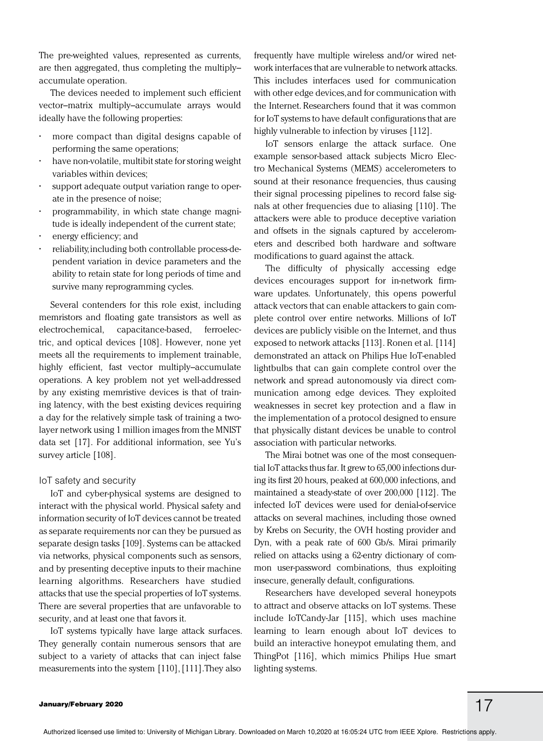The pre-weighted values, represented as currents, are then aggregated, thus completing the multiply–accumulate operation.

The devices needed to implement such efficient vector–matrix multiply–accumulate arrays would ideally have the following properties:

- more compact than digital designs capable of performing the same operations;
- have non-volatile, multibit state for storing weight variables within devices;
- support adequate output variation range to operate in the presence of noise;
- programmability, in which state change magnitude is ideally independent of the current state;
- energy efficiency; and
- reliability, including both controllable process-dependent variation in device parameters and the ability to retain state for long periods of time and survive many reprogramming cycles.

Several contenders for this role exist, including memristors and floating gate transistors as well as electrochemical, capacitance-based, ferroelectric, and optical devices [108]. However, none yet meets all the requirements to implement trainable, highly efficient, fast vector multiply–accumulate operations. A key problem not yet well-addressed by any existing memristive devices is that of training latency, with the best existing devices requiring a day for the relatively simple task of training a two-layer network using 1 million images from the MNIST data set [17]. For additional information, see Yu's survey article [108].

## IoT safety and security

IoT and cyber-physical systems are designed to interact with the physical world. Physical safety and information security of IoT devices cannot be treated as separate requirements nor can they be pursued as separate design tasks [109]. Systems can be attacked via networks, physical components such as sensors, and by presenting deceptive inputs to their machine learning algorithms. Researchers have studied attacks that use the special properties of IoT systems. There are several properties that are unfavorable to security, and at least one that favors it.

IoT systems typically have large attack surfaces. They generally contain numerous sensors that are subject to a variety of attacks that can inject false measurements into the system [110], [111]. They also frequently have multiple wireless and/or wired network interfaces that are vulnerable to network attacks. This includes interfaces used for communication with other edge devices, and for communication with the Internet. Researchers found that it was common for IoT systems to have default configurations that are highly vulnerable to infection by viruses [112].

IoT sensors enlarge the attack surface. One example sensor-based attack subjects Micro Electro Mechanical Systems (MEMS) accelerometers to sound at their resonance frequencies, thus causing their signal processing pipelines to record false signals at other frequencies due to aliasing [110]. The attackers were able to produce deceptive variation and offsets in the signals captured by accelerometers and described both hardware and software modifications to guard against the attack.

The difficulty of physically accessing edge devices encourages support for in-network firmware updates. Unfortunately, this opens powerful attack vectors that can enable attackers to gain complete control over entire networks. Millions of IoT devices are publicly visible on the Internet, and thus exposed to network attacks [113]. Ronen et al. [114] demonstrated an attack on Philips Hue IoT-enabled lightbulbs that can gain complete control over the network and spread autonomously via direct communication among edge devices. They exploited weaknesses in secret key protection and a flaw in the implementation of a protocol designed to ensure that physically distant devices be unable to control association with particular networks.

The Mirai botnet was one of the most consequential IoT attacks thus far. It grew to 65,000 infections during its first 20 hours, peaked at 600,000 infections, and maintained a steady-state of over 200,000 [112]. The infected IoT devices were used for denial-of-service attacks on several machines, including those owned by Krebs on Security, the OVH hosting provider and Dyn, with a peak rate of 600 Gb/s. Mirai primarily relied on attacks using a 62-entry dictionary of common user-password combinations, thus exploiting insecure, generally default, configurations.

Researchers have developed several honeypots to attract and observe attacks on IoT systems. These include IoTCandy-Jar [115], which uses machine learning to learn enough about IoT devices to build an interactive honeypot emulating them, and ThingPot [116], which mimics Philips Hue smart lighting systems.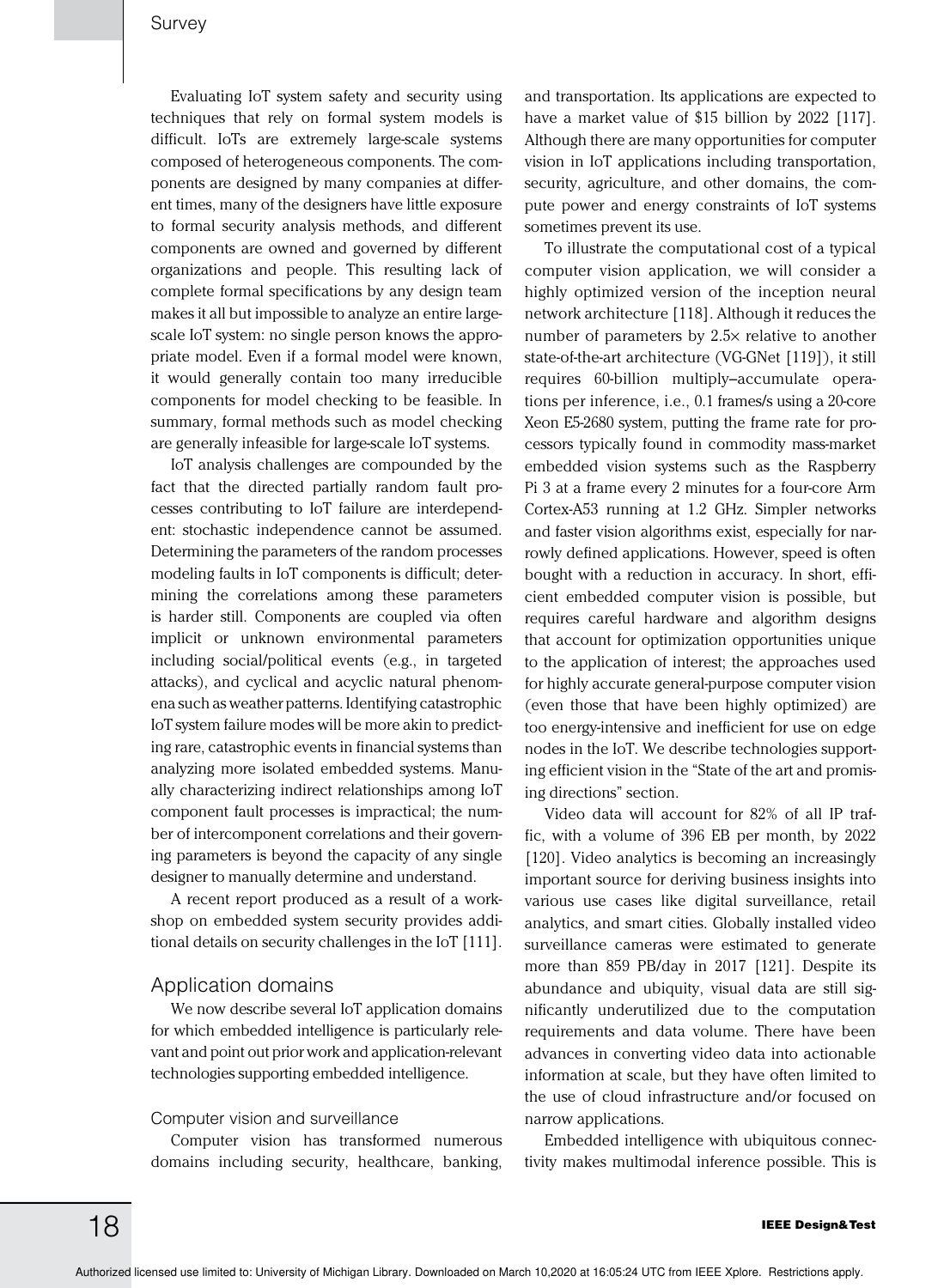Evaluating IoT system safety and security using techniques that rely on formal system models is difficult. IoTs are extremely large-scale systems composed of heterogeneous components. The components are designed by many companies at different times, many of the designers have little exposure to formal security analysis methods, and different components are owned and governed by different organizations and people. This resulting lack of complete formal specifications by any design team makes it all but impossible to analyze an entire large-scale IoT system: no single person knows the appropriate model. Even if a formal model were known, it would generally contain too many irreducible components for model checking to be feasible. In summary, formal methods such as model checking are generally infeasible for large-scale IoT systems.

IoT analysis challenges are compounded by the fact that the directed partially random fault processes contributing to IoT failure are interdependent: stochastic independence cannot be assumed. Determining the parameters of the random processes modeling faults in IoT components is difficult; determining the correlations among these parameters is harder still. Components are coupled via often implicit or unknown environmental parameters including social/political events (e.g., in targeted attacks), and cyclical and acyclic natural phenomena such as weather patterns. Identifying catastrophic IoT system failure modes will be more akin to predicting rare, catastrophic events in financial systems than analyzing more isolated embedded systems. Manually characterizing indirect relationships among IoT component fault processes is impractical; the number of intercomponent correlations and their governing parameters is beyond the capacity of any single designer to manually determine and understand.

A recent report produced as a result of a workshop on embedded system security provides additional details on security challenges in the IoT [111].

## Application domains

We now describe several IoT application domains for which embedded intelligence is particularly relevant and point out prior work and application-relevant technologies supporting embedded intelligence.

### Computer vision and surveillance

Computer vision has transformed numerous domains including security, healthcare, banking, and transportation. Its applications are expected to have a market value of $15 billion by 2022 [117]. Although there are many opportunities for computer vision in IoT applications including transportation, security, agriculture, and other domains, the compute power and energy constraints of IoT systems sometimes prevent its use.

To illustrate the computational cost of a typical computer vision application, we will consider a highly optimized version of the inception neural network architecture [118]. Although it reduces the number of parameters by 2.5× relative to another state-of-the-art architecture (VGGNet [119]), it still requires 60-billion multiply–accumulate operations per inference, i.e., 0.1 frames/s using a 20-core Xeon E5-2680 system, putting the frame rate for processors typically found in commodity mass-market embedded vision systems such as the Raspberry Pi 3 at a frame every 2 minutes for a four-core Arm Cortex-A53 running at 1.2 GHz. Simpler networks and faster vision algorithms exist, especially for narrowly defined applications. However, speed is often bought with a reduction in accuracy. In short, efficient embedded computer vision is possible, but requires careful hardware and algorithm designs that account for optimization opportunities unique to the application of interest; the approaches used for highly accurate general-purpose computer vision (even those that have been highly optimized) are too energy-intensive and inefficient for use on edge nodes in the IoT. We describe technologies supporting efficient vision in the "State of the art and promising directions" section.

Video data will account for 82% of all IP traffic, with a volume of 396 EB per month, by 2022 [120]. Video analytics is becoming an increasingly important source for deriving business insights into various use cases like digital surveillance, retail analytics, and smart cities. Globally installed video surveillance cameras were estimated to generate more than 859 PB/day in 2017 [121]. Despite its abundance and ubiquity, visual data are still significantly underutilized due to the computation requirements and data volume. There have been advances in converting video data into actionable information at scale, but they have often limited to the use of cloud infrastructure and/or focused on narrow applications.

Embedded intelligence with ubiquitous connectivity makes multimodal inference possible. This is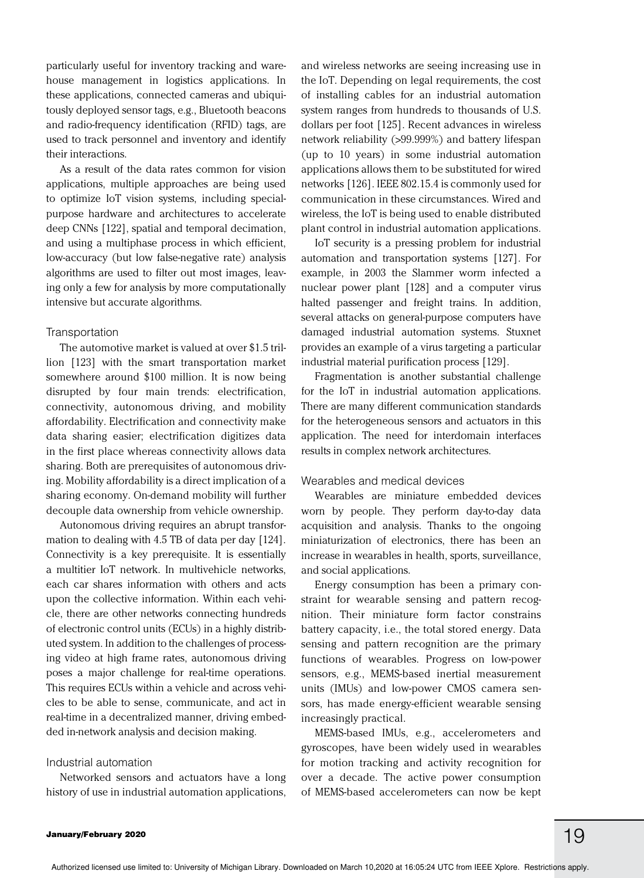particularly useful for inventory tracking and warehouse management in logistics applications. In these applications, connected cameras and ubiquitously deployed sensor tags, e.g., Bluetooth beacons and radio-frequency identification (RFID) tags, are used to track personnel and inventory and identify their interactions.

As a result of the data rates common for vision applications, multiple approaches are being used to optimize IoT vision systems, including special-purpose hardware and architectures to accelerate deep CNNs [122], spatial and temporal decimation, and using a multiphase process in which efficient, low-accuracy (but low false-negative rate) analysis algorithms are used to filter out most images, leaving only a few for analysis by more computationally intensive but accurate algorithms.

### Transportation

The automotive market is valued at over $1.5 trillion [123] with the smart transportation market somewhere around $100 million. It is now being disrupted by four main trends: electrification, connectivity, autonomous driving, and mobility affordability. Electrification and connectivity make data sharing easier; electrification digitizes data in the first place whereas connectivity allows data sharing. Both are prerequisites of autonomous driving. Mobility affordability is a direct implication of a sharing economy. On-demand mobility will further decouple data ownership from vehicle ownership.

Autonomous driving requires an abrupt transformation to dealing with 4.5 TB of data per day [124]. Connectivity is a key prerequisite. It is essentially a multitier IoT network. In multivehicle networks, each car shares information with others and acts upon the collective information. Within each vehicle, there are other networks connecting hundreds of electronic control units (ECUs) in a highly distributed system. In addition to the challenges of processing video at high frame rates, autonomous driving poses a major challenge for real-time operations. This requires ECUs within a vehicle and across vehicles to be able to sense, communicate, and act in real-time in a decentralized manner, driving embedded in-network analysis and decision making.

### Industrial automation

Networked sensors and actuators have a long history of use in industrial automation applications, and wireless networks are seeing increasing use in the IoT. Depending on legal requirements, the cost of installing cables for an industrial automation system ranges from hundreds to thousands of U.S. dollars per foot [125]. Recent advances in wireless network reliability (>99.999%) and battery lifespan (up to 10 years) in some industrial automation applications allows them to be substituted for wired networks [126]. IEEE 802.15.4 is commonly used for communication in these circumstances. Wired and wireless, the IoT is being used to enable distributed plant control in industrial automation applications.

IoT security is a pressing problem for industrial automation and transportation systems [127]. For example, in 2003 the Slammer worm infected a nuclear power plant [128] and a computer virus halted passenger and freight trains. In addition, several attacks on general-purpose computers have damaged industrial automation systems. Stuxnet provides an example of a virus targeting a particular industrial material purification process [129].

Fragmentation is another substantial challenge for the IoT in industrial automation applications. There are many different communication standards for the heterogeneous sensors and actuators in this application. The need for interdomain interfaces results in complex network architectures.

### Wearables and medical devices

Wearables are miniature embedded devices worn by people. They perform day-to-day data acquisition and analysis. Thanks to the ongoing miniaturization of electronics, there has been an increase in wearables in health, sports, surveillance, and social applications.

Energy consumption has been a primary constraint for wearable sensing and pattern recognition. Their miniature form factor constrains battery capacity, i.e., the total stored energy. Data sensing and pattern recognition are the primary functions of wearables. Progress on low-power sensors, e.g., MEMS-based inertial measurement units (IMUs) and low-power CMOS camera sensors, has made energy-efficient wearable sensing increasingly practical.

MEMS-based IMUs, e.g., accelerometers and gyroscopes, have been widely used in wearables for motion tracking and activity recognition for over a decade. The active power consumption of MEMS-based accelerometers can now be kept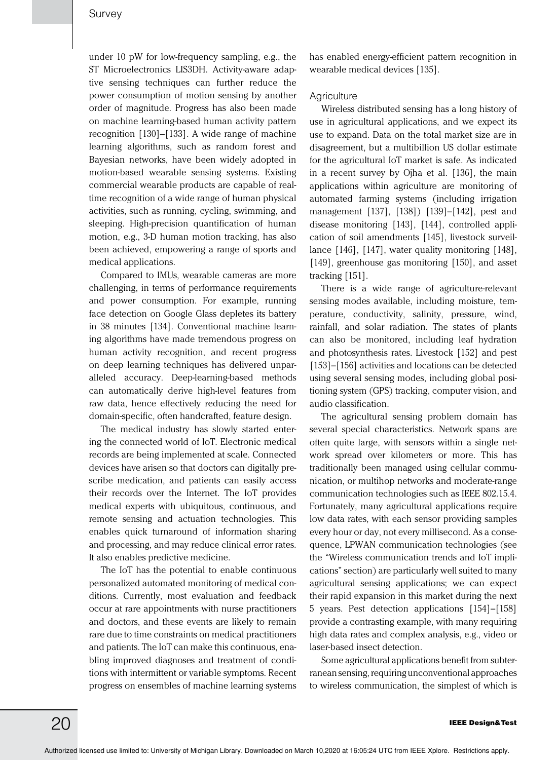under 10 pW for low-frequency sampling, e.g., the ST Microelectronics LIS3DH. Activity-aware adaptive sensing techniques can further reduce the power consumption of motion sensing by another order of magnitude. Progress has also been made on machine learning-based human activity pattern recognition [130]–[133]. A wide range of machine learning algorithms, such as random forest and Bayesian networks, have been widely adopted in motion-based wearable sensing systems. Existing commercial wearable products are capable of real-time recognition of a wide range of human physical activities, such as running, cycling, swimming, and sleeping. High-precision quantification of human motion, e.g., 3-D human motion tracking, has also been achieved, empowering a range of sports and medical applications.

Compared to IMUs, wearable cameras are more challenging, in terms of performance requirements and power consumption. For example, running face detection on Google Glass depletes its battery in 38 minutes [134]. Conventional machine learning algorithms have made tremendous progress on human activity recognition, and recent progress on deep learning techniques has delivered unparalleled accuracy. Deep-learning-based methods can automatically derive high-level features from raw data, hence effectively reducing the need for domain-specific, often handcrafted, feature design.

The medical industry has slowly started entering the connected world of IoT. Electronic medical records are being implemented at scale. Connected devices have arisen so that doctors can digitally prescribe medication, and patients can easily access their records over the Internet. The IoT provides medical experts with ubiquitous, continuous, and remote sensing and actuation technologies. This enables quick turnaround of information sharing and processing, and may reduce clinical error rates. It also enables predictive medicine.

The IoT has the potential to enable continuous personalized automated monitoring of medical conditions. Currently, most evaluation and feedback occur at rare appointments with nurse practitioners and doctors, and these events are likely to remain rare due to time constraints on medical practitioners and patients. The IoT can make this continuous, enabling improved diagnoses and treatment of conditions with intermittent or variable symptoms. Recent progress on ensembles of machine learning systems has enabled energy-efficient pattern recognition in wearable medical devices [135].

### Agriculture

Wireless distributed sensing has a long history of use in agricultural applications, and we expect its use to expand. Data on the total market size are in disagreement, but a multibillion US dollar estimate for the agricultural IoT market is safe. As indicated in a recent survey by Ojha et al. [136], the main applications within agriculture are monitoring of automated farming systems (including irrigation management [137], [138]) [139]–[142], pest and disease monitoring [143], [144], controlled application of soil amendments [145], livestock surveillance [146], [147], water quality monitoring [148], [149], greenhouse gas monitoring [150], and asset tracking [151].

There is a wide range of agriculture-relevant sensing modes available, including moisture, temperature, conductivity, salinity, pressure, wind, rainfall, and solar radiation. The states of plants can also be monitored, including leaf hydration and photosynthesis rates. Livestock [152] and pest [153]–[156] activities and locations can be detected using several sensing modes, including global positioning system (GPS) tracking, computer vision, and audio classification.

The agricultural sensing problem domain has several special characteristics. Network spans are often quite large, with sensors within a single network spread over kilometers or more. This has traditionally been managed using cellular communication, or multihop networks and moderate-range communication technologies such as IEEE 802.15.4. Fortunately, many agricultural applications require low data rates, with each sensor providing samples every hour or day, not every millisecond. As a consequence, LPWAN communication technologies (see the "Wireless communication trends and IoT implications" section) are particularly well suited to many agricultural sensing applications; we can expect their rapid expansion in this market during the next 5 years. Pest detection applications [154]–[158] provide a contrasting example, with many requiring high data rates and complex analysis, e.g., video or laser-based insect detection.

Some agricultural applications benefit from subterranean sensing, requiring unconventional approaches to wireless communication, the simplest of which is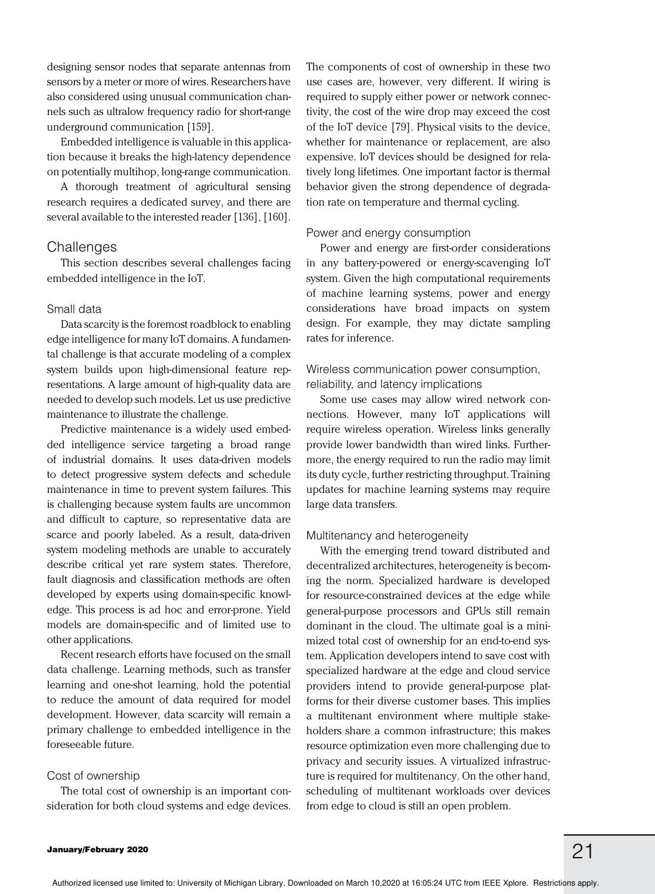designing sensor nodes that separate antennas from sensors by a meter or more of wires. Researchers have also considered using unusual communication channels such as ultralow frequency radio for short-range underground communication [159].

Embedded intelligence is valuable in this application because it breaks the high-latency dependence on potentially multihop, long-range communication.

A thorough treatment of agricultural sensing research requires a dedicated survey, and there are several available to the interested reader [136], [160].

## Challenges

This section describes several challenges facing embedded intelligence in the IoT.

### Small data

Data scarcity is the foremost roadblock to enabling edge intelligence for many IoT domains. A fundamental challenge is that accurate modeling of a complex system builds upon high-dimensional feature representations. A large amount of high-quality data are needed to develop such models. Let us use predictive maintenance to illustrate the challenge.

Predictive maintenance is a widely used embedded intelligence service targeting a broad range of industrial domains. It uses data-driven models to detect progressive system defects and schedule maintenance in time to prevent system failures. This is challenging because system faults are uncommon and difficult to capture, so representative data are scarce and poorly labeled. As a result, data-driven system modeling methods are unable to accurately describe critical yet rare system states. Therefore, fault diagnosis and classification methods are often developed by experts using domain-specific knowledge. This process is ad hoc and error-prone. Yield models are domain-specific and of limited use to other applications.

Recent research efforts have focused on the small data challenge. Learning methods, such as transfer learning and one-shot learning, hold the potential to reduce the amount of data required for model development. However, data scarcity will remain a primary challenge to embedded intelligence in the foreseeable future.

### Cost of ownership

The total cost of ownership is an important consideration for both cloud systems and edge devices. The components of cost of ownership in these two use cases are, however, very different. If wiring is required to supply either power or network connectivity, the cost of the wire drop may exceed the cost of the IoT device [79]. Physical visits to the device, whether for maintenance or replacement, are also expensive. IoT devices should be designed for relatively long lifetimes. One important factor is thermal behavior given the strong dependence of degradation rate on temperature and thermal cycling.

### Power and energy consumption

Power and energy are first-order considerations in any battery-powered or energy-scavenging IoT system. Given the high computational requirements of machine learning systems, power and energy considerations have broad impacts on system design. For example, they may dictate sampling rates for inference.

### Wireless communication power consumption, reliability, and latency implications

Some use cases may allow wired network connections. However, many IoT applications will require wireless operation. Wireless links generally provide lower bandwidth than wired links. Furthermore, the energy required to run the radio may limit its duty cycle, further restricting throughput. Training updates for machine learning systems may require large data transfers.

### Multitenancy and heterogeneity

With the emerging trend toward distributed and decentralized architectures, heterogeneity is becoming the norm. Specialized hardware is developed for resource-constrained devices at the edge while general-purpose processors and GPUs still remain dominant in the cloud. The ultimate goal is a minimized total cost of ownership for an end-to-end system. Application developers intend to save cost with specialized hardware at the edge and cloud service providers intend to provide general-purpose platforms for their diverse customer bases. This implies a multitenant environment where multiple stakeholders share a common infrastructure; this makes resource optimization even more challenging due to privacy and security issues. A virtualized infrastructure is required for multitenancy. On the other hand, scheduling of multitenant workloads over devices from edge to cloud is still an open problem.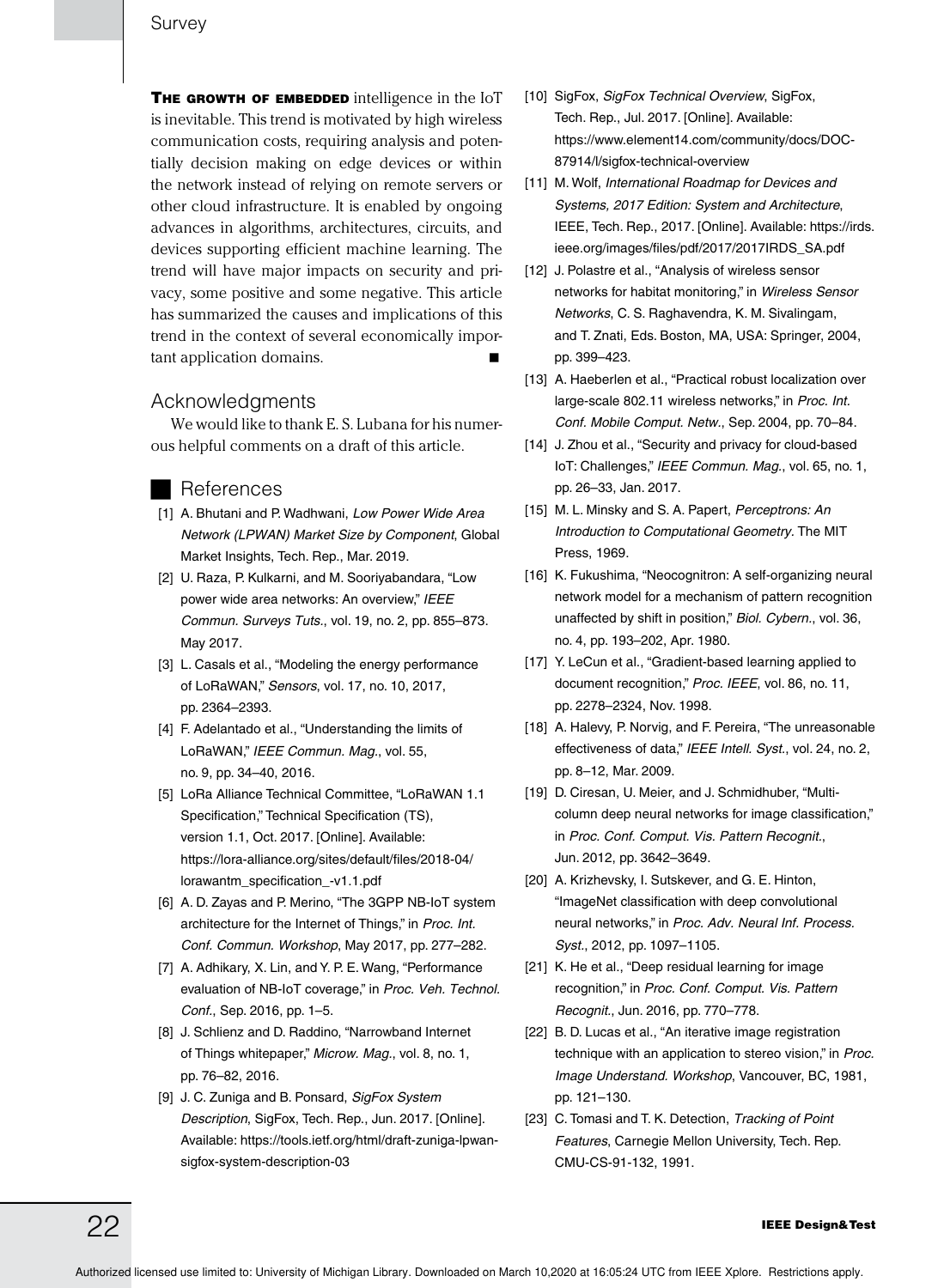**THE GROWTH OF EMBEDDED** intelligence in the IoT is inevitable. This trend is motivated by high wireless communication costs, requiring analysis and potentially decision making on edge devices or within the network instead of relying on remote servers or other cloud infrastructure. It is enabled by ongoing advances in algorithms, architectures, circuits, and devices supporting efficient machine learning. The trend will have major impacts on security and privacy, some positive and some negative. This article has summarized the causes and implications of this trend in the context of several economically important application domains. ■

## Acknowledgments

We would like to thank E. S. Lubana for his numerous helpful comments on a draft of this article.

## References

[1] A. Bhutani and P. Wadhwani, *Low Power Wide Area Network (LPWAN) Market Size by Component*, Global Market Insights, Tech. Rep., Mar. 2019.

[2] U. Raza, P. Kulkarni, and M. Sooriyabandara, "Low power wide area networks: An overview," *IEEE Commun. Surveys Tuts.*, vol. 19, no. 2, pp. 855–873. May 2017.

[3] L. Casals et al., "Modeling the energy performance of LoRaWAN," *Sensors*, vol. 17, no. 10, 2017, pp. 2364–2393.

[4] F. Adelantado et al., "Understanding the limits of LoRaWAN," *IEEE Commun. Mag.*, vol. 55, no. 9, pp. 34–40, 2016.

[5] LoRa Alliance Technical Committee, "LoRaWAN 1.1 Specification," Technical Specification (TS), version 1.1, Oct. 2017. [Online]. Available: https://lora-alliance.org/sites/default/files/2018-04/lorawantm_specification_-v1.1.pdf

[6] A. D. Zayas and P. Merino, "The 3GPP NB-IoT system architecture for the Internet of Things," in *Proc. Int. Conf. Commun. Workshop*, May 2017, pp. 277–282.

[7] A. Adhikary, X. Lin, and Y. P. E. Wang, "Performance evaluation of NB-IoT coverage," in *Proc. Veh. Technol. Conf.*, Sep. 2016, pp. 1–5.

[8] J. Schlienz and D. Raddino, "Narrowband Internet of Things whitepaper," *Microw. Mag.*, vol. 8, no. 1, pp. 76–82, 2016.

[9] J. C. Zuniga and B. Ponsard, *SigFox System Description*, SigFox, Tech. Rep., Jun. 2017. [Online]. Available: https://tools.ietf.org/html/draft-zuniga-lpwan-sigfox-system-description-03

[10] SigFox, *SigFox Technical Overview*, SigFox, Tech. Rep., Jul. 2017. [Online]. Available: https://www.element14.com/community/docs/DOC-87914/l/sigfox-technical-overview

[11] M. Wolf, *International Roadmap for Devices and Systems, 2017 Edition: System and Architecture*, IEEE, Tech. Rep., 2017. [Online]. Available: https://irds.ieee.org/images/files/pdf/2017/2017IRDS_SA.pdf

[12] J. Polastre et al., "Analysis of wireless sensor networks for habitat monitoring," in *Wireless Sensor Networks*, C. S. Raghavendra, K. M. Sivalingam, and T. Znati, Eds. Boston, MA, USA: Springer, 2004, pp. 399–423.

[13] A. Haeberlen et al., "Practical robust localization over large-scale 802.11 wireless networks," in *Proc. Int. Conf. Mobile Comput. Netw.*, Sep. 2004, pp. 70–84.

[14] J. Zhou et al., "Security and privacy for cloud-based IoT: Challenges," *IEEE Commun. Mag.*, vol. 65, no. 1, pp. 26–33, Jan. 2017.

[15] M. L. Minsky and S. A. Papert, *Perceptrons: An Introduction to Computational Geometry*. The MIT Press, 1969.

[16] K. Fukushima, "Neocognitron: A self-organizing neural network model for a mechanism of pattern recognition unaffected by shift in position," *Biol. Cybern.*, vol. 36, no. 4, pp. 193–202, Apr. 1980.

[17] Y. LeCun et al., "Gradient-based learning applied to document recognition," *Proc. IEEE*, vol. 86, no. 11, pp. 2278–2324, Nov. 1998.

[18] A. Halevy, P. Norvig, and F. Pereira, "The unreasonable effectiveness of data," *IEEE Intell. Syst.*, vol. 24, no. 2, pp. 8–12, Mar. 2009.

[19] D. Ciresan, U. Meier, and J. Schmidhuber, "Multi-column deep neural networks for image classification," in *Proc. Conf. Comput. Vis. Pattern Recognit.*, Jun. 2012, pp. 3642–3649.

[20] A. Krizhevsky, I. Sutskever, and G. E. Hinton, "ImageNet classification with deep convolutional neural networks," in *Proc. Adv. Neural Inf. Process. Syst.*, 2012, pp. 1097–1105.

[21] K. He et al., "Deep residual learning for image recognition," in *Proc. Conf. Comput. Vis. Pattern Recognit.*, Jun. 2016, pp. 770–778.

[22] B. D. Lucas et al., "An iterative image registration technique with an application to stereo vision," in *Proc. Image Understand. Workshop*, Vancouver, BC, 1981, pp. 121–130.

[23] C. Tomasi and T. K. Detection, *Tracking of Point Features*, Carnegie Mellon University, Tech. Rep. CMU-CS-91-132, 1991.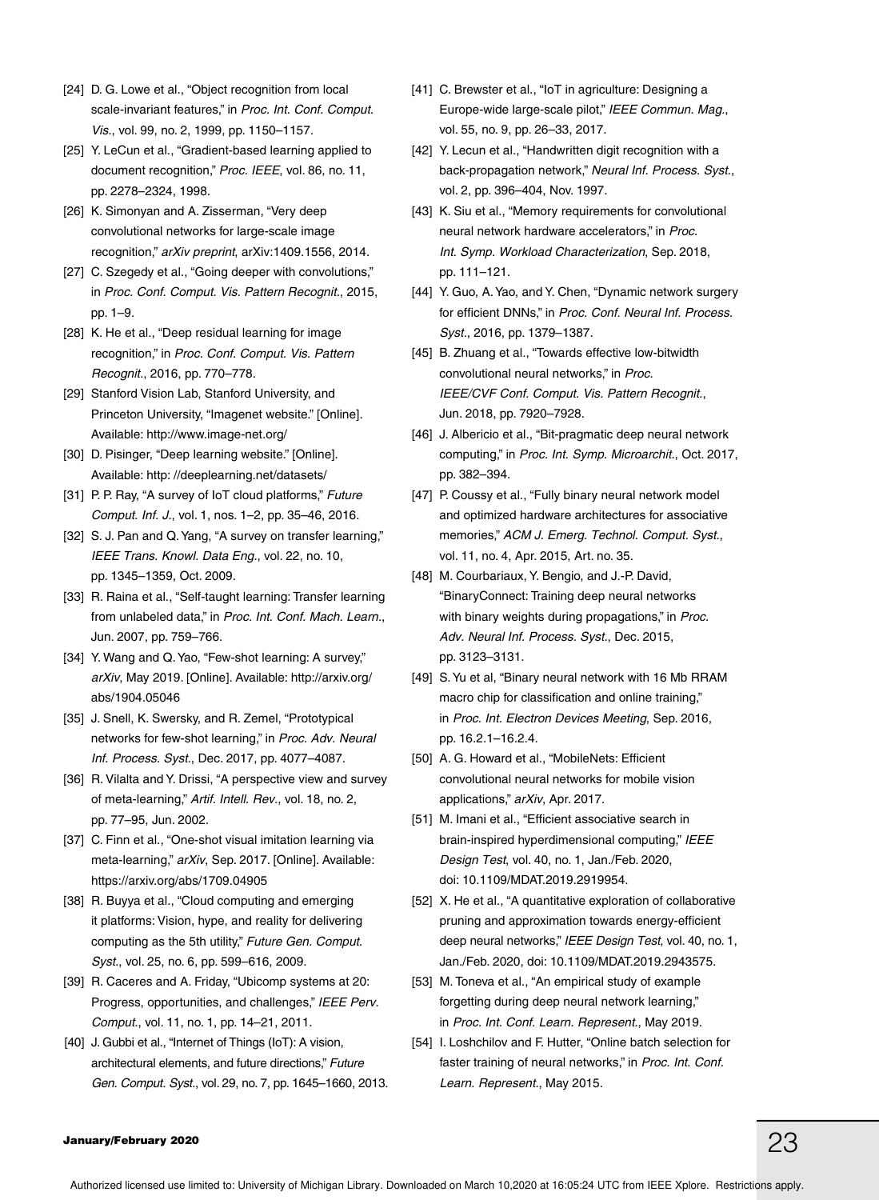[24] D. G. Lowe et al., "Object recognition from local scale-invariant features," in *Proc. Int. Conf. Comput. Vis.*, vol. 99, no. 2, 1999, pp. 1150–1157.

[25] Y. LeCun et al., "Gradient-based learning applied to document recognition," *Proc. IEEE*, vol. 86, no. 11, pp. 2278–2324, 1998.

[26] K. Simonyan and A. Zisserman, "Very deep convolutional networks for large-scale image recognition," *arXiv preprint*, arXiv:1409.1556, 2014.

[27] C. Szegedy et al., "Going deeper with convolutions," in *Proc. Conf. Comput. Vis. Pattern Recognit.*, 2015, pp. 1–9.

[28] K. He et al., "Deep residual learning for image recognition," in *Proc. Conf. Comput. Vis. Pattern Recognit.*, 2016, pp. 770–778.

[29] Stanford Vision Lab, Stanford University, and Princeton University, "Imagenet website." [Online]. Available: http://www.image-net.org/

[30] D. Pisinger, "Deep learning website." [Online]. Available: http: //deeplearning.net/datasets/

[31] P. P. Ray, "A survey of IoT cloud platforms," *Future Comput. Inf. J.*, vol. 1, nos. 1–2, pp. 35–46, 2016.

[32] S. J. Pan and Q. Yang, "A survey on transfer learning," *IEEE Trans. Knowl. Data Eng.*, vol. 22, no. 10, pp. 1345–1359, Oct. 2009.

[33] R. Raina et al., "Self-taught learning: Transfer learning from unlabeled data," in *Proc. Int. Conf. Mach. Learn.*, Jun. 2007, pp. 759–766.

[34] Y. Wang and Q. Yao, "Few-shot learning: A survey," *arXiv*, May 2019. [Online]. Available: http://arxiv.org/abs/1904.05046

[35] J. Snell, K. Swersky, and R. Zemel, "Prototypical networks for few-shot learning," in *Proc. Adv. Neural Inf. Process. Syst.*, Dec. 2017, pp. 4077–4087.

[36] R. Vilalta and Y. Drissi, "A perspective view and survey of meta-learning," *Artif. Intell. Rev.*, vol. 18, no. 2, pp. 77–95, Jun. 2002.

[37] C. Finn et al., "One-shot visual imitation learning via meta-learning," *arXiv*, Sep. 2017. [Online]. Available: https://arxiv.org/abs/1709.04905

[38] R. Buyya et al., "Cloud computing and emerging it platforms: Vision, hype, and reality for delivering computing as the 5th utility," *Future Gen. Comput. Syst.*, vol. 25, no. 6, pp. 599–616, 2009.

[39] R. Caceres and A. Friday, "Ubicomp systems at 20: Progress, opportunities, and challenges," *IEEE Perv. Comput.*, vol. 11, no. 1, pp. 14–21, 2011.

[40] J. Gubbi et al., "Internet of Things (IoT): A vision, architectural elements, and future directions," *Future Gen. Comput. Syst.*, vol. 29, no. 7, pp. 1645–1660, 2013.

[41] C. Brewster et al., "IoT in agriculture: Designing a Europe-wide large-scale pilot," *IEEE Commun. Mag.*, vol. 55, no. 9, pp. 26–33, 2017.

[42] Y. Lecun et al., "Handwritten digit recognition with a back-propagation network," *Neural Inf. Process. Syst.*, vol. 2, pp. 396–404, Nov. 1997.

[43] K. Siu et al., "Memory requirements for convolutional neural network hardware accelerators," in *Proc. Int. Symp. Workload Characterization*, Sep. 2018, pp. 111–121.

[44] Y. Guo, A. Yao, and Y. Chen, "Dynamic network surgery for efficient DNNs," in *Proc. Conf. Neural Inf. Process. Syst.*, 2016, pp. 1379–1387.

[45] B. Zhuang et al., "Towards effective low-bitwidth convolutional neural networks," in *Proc. IEEE/CVF Conf. Comput. Vis. Pattern Recognit.*, Jun. 2018, pp. 7920–7928.

[46] J. Albericio et al., "Bit-pragmatic deep neural network computing," in *Proc. Int. Symp. Microarchit.*, Oct. 2017, pp. 382–394.

[47] P. Coussy et al., "Fully binary neural network model and optimized hardware architectures for associative memories," *ACM J. Emerg. Technol. Comput. Syst.*, vol. 11, no. 4, Apr. 2015, Art. no. 35.

[48] M. Courbariaux, Y. Bengio, and J.-P. David, "BinaryConnect: Training deep neural networks with binary weights during propagations," in *Proc. Adv. Neural Inf. Process. Syst.*, Dec. 2015, pp. 3123–3131.

[49] S. Yu et al, "Binary neural network with 16 Mb RRAM macro chip for classification and online training," in *Proc. Int. Electron Devices Meeting*, Sep. 2016, pp. 16.2.1–16.2.4.

[50] A. G. Howard et al., "MobileNets: Efficient convolutional neural networks for mobile vision applications," *arXiv*, Apr. 2017.

[51] M. Imani et al., "Efficient associative search in brain-inspired hyperdimensional computing," *IEEE Design Test*, vol. 40, no. 1, Jan./Feb. 2020, doi: 10.1109/MDAT.2019.2919954.

[52] X. He et al., "A quantitative exploration of collaborative pruning and approximation towards energy-efficient deep neural networks," *IEEE Design Test*, vol. 40, no. 1, Jan./Feb. 2020, doi: 10.1109/MDAT.2019.2943575.

[53] M. Toneva et al., "An empirical study of example forgetting during deep neural network learning," in *Proc. Int. Conf. Learn. Represent.*, May 2019.

[54] I. Loshchilov and F. Hutter, "Online batch selection for faster training of neural networks," in *Proc. Int. Conf. Learn. Represent.*, May 2015.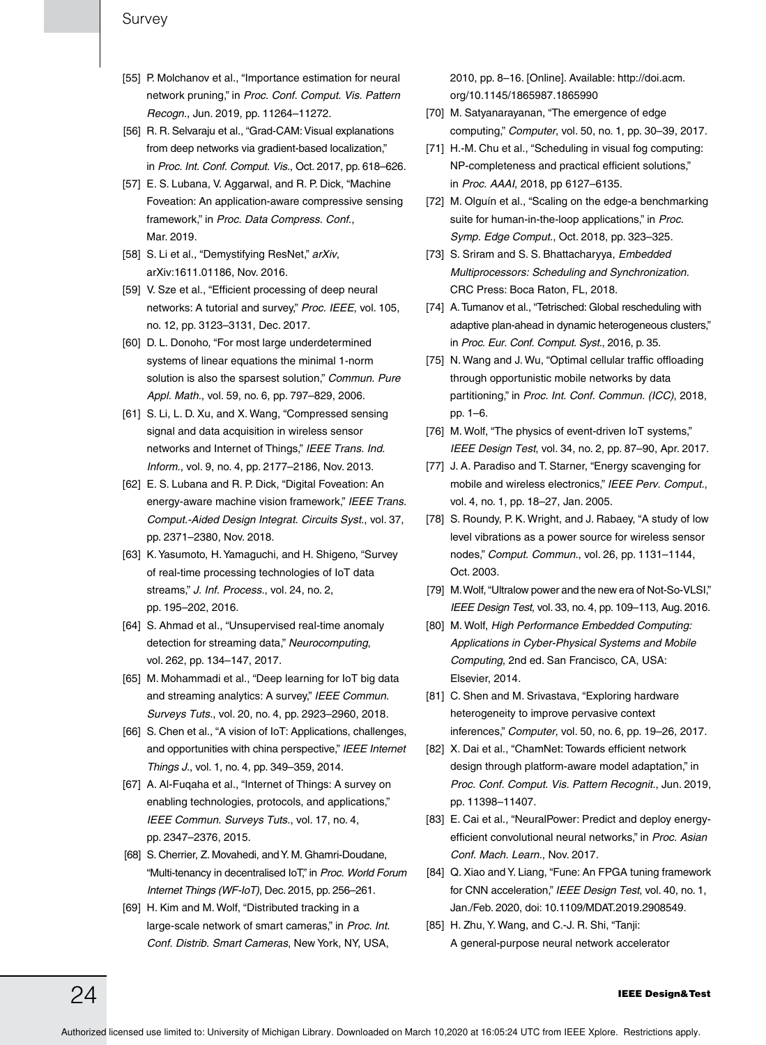[55] P. Molchanov et al., "Importance estimation for neural network pruning," in *Proc. Conf. Comput. Vis. Pattern Recogn.*, Jun. 2019, pp. 11264–11272.

[56] R. R. Selvaraju et al., "Grad-CAM: Visual explanations from deep networks via gradient-based localization," in *Proc. Int. Conf. Comput. Vis.*, Oct. 2017, pp. 618–626.

[57] E. S. Lubana, V. Aggarwal, and R. P. Dick, "Machine Foveation: An application-aware compressive sensing framework," in *Proc. Data Compress. Conf.*, Mar. 2019.

[58] S. Li et al., "Demystifying ResNet," *arXiv*, arXiv:1611.01186, Nov. 2016.

[59] V. Sze et al., "Efficient processing of deep neural networks: A tutorial and survey," *Proc. IEEE*, vol. 105, no. 12, pp. 3123–3131, Dec. 2017.

[60] D. L. Donoho, "For most large underdetermined systems of linear equations the minimal 1-norm solution is also the sparsest solution," *Commun. Pure Appl. Math.*, vol. 59, no. 6, pp. 797–829, 2006.

[61] S. Li, L. D. Xu, and X. Wang, "Compressed sensing signal and data acquisition in wireless sensor networks and Internet of Things," *IEEE Trans. Ind. Inform.*, vol. 9, no. 4, pp. 2177–2186, Nov. 2013.

[62] E. S. Lubana and R. P. Dick, "Digital Foveation: An energy-aware machine vision framework," *IEEE Trans. Comput.-Aided Design Integrat. Circuits Syst.*, vol. 37, pp. 2371–2380, Nov. 2018.

[63] K. Yasumoto, H. Yamaguchi, and H. Shigeno, "Survey of real-time processing technologies of IoT data streams," *J. Inf. Process.*, vol. 24, no. 2, pp. 195–202, 2016.

[64] S. Ahmad et al., "Unsupervised real-time anomaly detection for streaming data," *Neurocomputing*, vol. 262, pp. 134–147, 2017.

[65] M. Mohammadi et al., "Deep learning for IoT big data and streaming analytics: A survey," *IEEE Commun. Surveys Tuts.*, vol. 20, no. 4, pp. 2923–2960, 2018.

[66] S. Chen et al., "A vision of IoT: Applications, challenges, and opportunities with china perspective," *IEEE Internet Things J.*, vol. 1, no. 4, pp. 349–359, 2014.

[67] A. Al-Fuqaha et al., "Internet of Things: A survey on enabling technologies, protocols, and applications," *IEEE Commun. Surveys Tuts.*, vol. 17, no. 4, pp. 2347–2376, 2015.

[68] S. Cherrier, Z. Movahedi, and Y. M. Ghamri-Doudane, "Multi-tenancy in decentralised IoT," in *Proc. World Forum Internet Things (WF-IoT)*, Dec. 2015, pp. 256–261.

[69] H. Kim and M. Wolf, "Distributed tracking in a large-scale network of smart cameras," in *Proc. Int. Conf. Distrib. Smart Cameras*, New York, NY, USA, 2010, pp. 8–16. [Online]. Available: http://doi.acm.org/10.1145/1865987.1865990

[70] M. Satyanarayanan, "The emergence of edge computing," *Computer*, vol. 50, no. 1, pp. 30–39, 2017.

[71] H.-M. Chu et al., "Scheduling in visual fog computing: NP-completeness and practical efficient solutions," in *Proc. AAAI*, 2018, pp 6127–6135.

[72] M. Olguín et al., "Scaling on the edge-a benchmarking suite for human-in-the-loop applications," in *Proc. Symp. Edge Comput.*, Oct. 2018, pp. 323–325.

[73] S. Sriram and S. S. Bhattacharyya, *Embedded Multiprocessors: Scheduling and Synchronization*. CRC Press: Boca Raton, FL, 2018.

[74] A. Tumanov et al., "Tetrisched: Global rescheduling with adaptive plan-ahead in dynamic heterogeneous clusters," in *Proc. Eur. Conf. Comput. Syst.*, 2016, p. 35.

[75] N. Wang and J. Wu, "Optimal cellular traffic offloading through opportunistic mobile networks by data partitioning," in *Proc. Int. Conf. Commun. (ICC)*, 2018, pp. 1–6.

[76] M. Wolf, "The physics of event-driven IoT systems," *IEEE Design Test*, vol. 34, no. 2, pp. 87–90, Apr. 2017.

[77] J. A. Paradiso and T. Starner, "Energy scavenging for mobile and wireless electronics," *IEEE Perv. Comput.*, vol. 4, no. 1, pp. 18–27, Jan. 2005.

[78] S. Roundy, P. K. Wright, and J. Rabaey, "A study of low level vibrations as a power source for wireless sensor nodes," *Comput. Commun.*, vol. 26, pp. 1131–1144, Oct. 2003.

[79] M. Wolf, "Ultralow power and the new era of Not-So-VLSI," *IEEE Design Test*, vol. 33, no. 4, pp. 109–113, Aug. 2016.

[80] M. Wolf, *High Performance Embedded Computing: Applications in Cyber-Physical Systems and Mobile Computing*, 2nd ed. San Francisco, CA, USA: Elsevier, 2014.

[81] C. Shen and M. Srivastava, "Exploring hardware heterogeneity to improve pervasive context inferences," *Computer*, vol. 50, no. 6, pp. 19–26, 2017.

[82] X. Dai et al., "ChamNet: Towards efficient network design through platform-aware model adaptation," in *Proc. Conf. Comput. Vis. Pattern Recognit.*, Jun. 2019, pp. 11398–11407.

[83] E. Cai et al., "NeuralPower: Predict and deploy energy-efficient convolutional neural networks," in *Proc. Asian Conf. Mach. Learn.*, Nov. 2017.

[84] Q. Xiao and Y. Liang, "Fune: An FPGA tuning framework for CNN acceleration," *IEEE Design Test*, vol. 40, no. 1, Jan./Feb. 2020, doi: 10.1109/MDAT.2019.2908549.

[85] H. Zhu, Y. Wang, and C.-J. R. Shi, "Tanji: A general-purpose neural network accelerator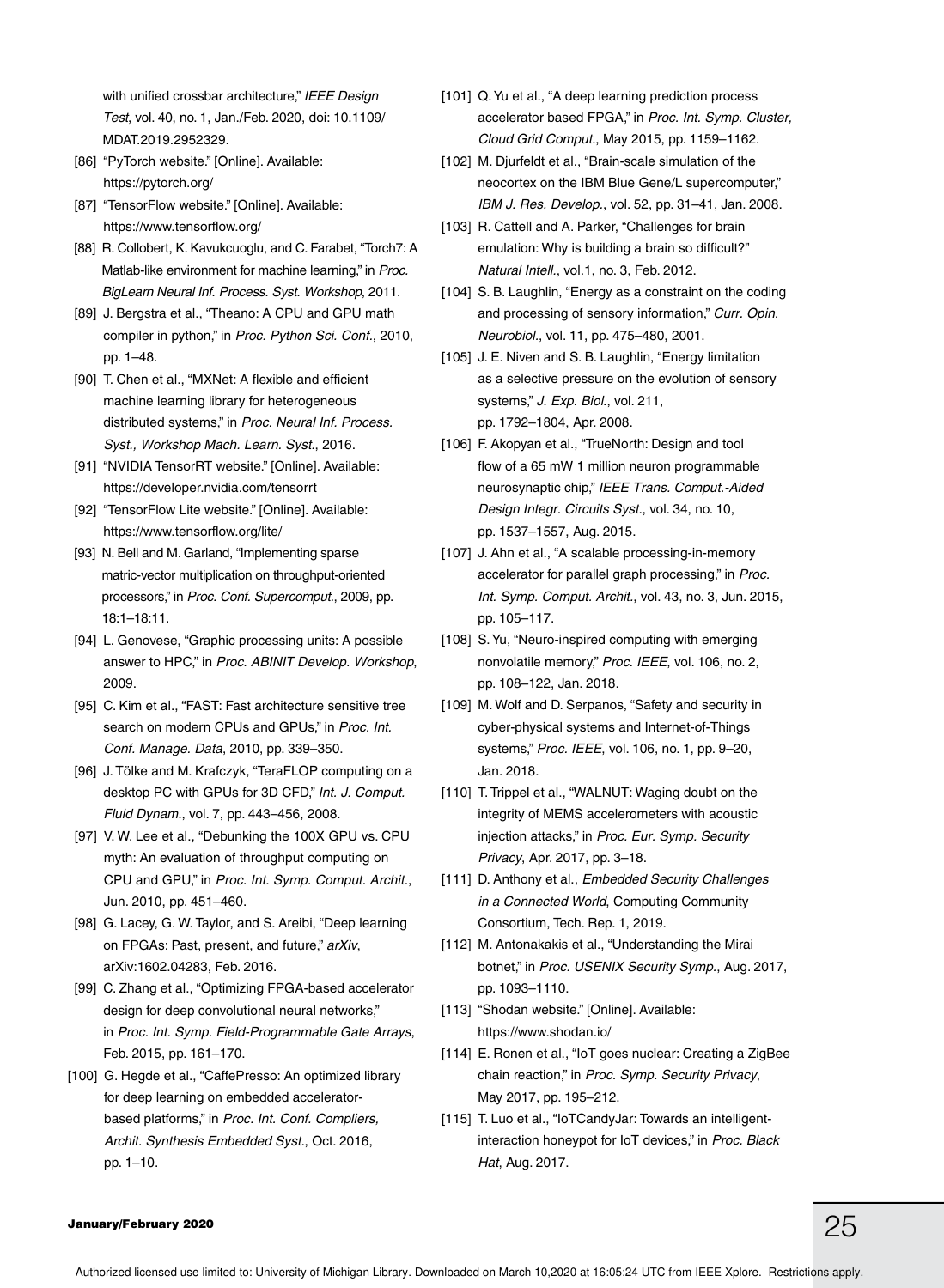with unified crossbar architecture," *IEEE Design Test*, vol. 40, no. 1, Jan./Feb. 2020, doi: 10.1109/MDAT.2019.2952329.

[86] "PyTorch website." [Online]. Available: https://pytorch.org/

[87] "TensorFlow website." [Online]. Available: https://www.tensorflow.org/

[88] R. Collobert, K. Kavukcuoglu, and C. Farabet, "Torch7: A Matlab-like environment for machine learning," in *Proc. BigLearn Neural Inf. Process. Syst. Workshop*, 2011.

[89] J. Bergstra et al., "Theano: A CPU and GPU math compiler in python," in *Proc. Python Sci. Conf.*, 2010, pp. 1–48.

[90] T. Chen et al., "MXNet: A flexible and efficient machine learning library for heterogeneous distributed systems," in *Proc. Neural Inf. Process. Syst., Workshop Mach. Learn. Syst.*, 2016.

[91] "NVIDIA TensorRT website." [Online]. Available: https://developer.nvidia.com/tensorrt

[92] "TensorFlow Lite website." [Online]. Available: https://www.tensorflow.org/lite/

[93] N. Bell and M. Garland, "Implementing sparse matric-vector multiplication on throughput-oriented processors," in *Proc. Conf. Supercomput.*, 2009, pp. 18:1–18:11.

[94] L. Genovese, "Graphic processing units: A possible answer to HPC," in *Proc. ABINIT Develop. Workshop*, 2009.

[95] C. Kim et al., "FAST: Fast architecture sensitive tree search on modern CPUs and GPUs," in *Proc. Int. Conf. Manage. Data*, 2010, pp. 339–350.

[96] J. Tölke and M. Krafczyk, "TeraFLOP computing on a desktop PC with GPUs for 3D CFD," *Int. J. Comput. Fluid Dynam.*, vol. 7, pp. 443–456, 2008.

[97] V. W. Lee et al., "Debunking the 100X GPU vs. CPU myth: An evaluation of throughput computing on CPU and GPU," in *Proc. Int. Symp. Comput. Archit.*, Jun. 2010, pp. 451–460.

[98] G. Lacey, G. W. Taylor, and S. Areibi, "Deep learning on FPGAs: Past, present, and future," *arXiv*, arXiv:1602.04283, Feb. 2016.

[99] C. Zhang et al., "Optimizing FPGA-based accelerator design for deep convolutional neural networks," in *Proc. Int. Symp. Field-Programmable Gate Arrays*, Feb. 2015, pp. 161–170.

[100] G. Hegde et al., "CaffePresso: An optimized library for deep learning on embedded accelerator-based platforms," in *Proc. Int. Conf. Compliers, Archit. Synthesis Embedded Syst.*, Oct. 2016, pp. 1–10.

[101] Q. Yu et al., "A deep learning prediction process accelerator based FPGA," in *Proc. Int. Symp. Cluster, Cloud Grid Comput.*, May 2015, pp. 1159–1162.

[102] M. Djurfeldt et al., "Brain-scale simulation of the neocortex on the IBM Blue Gene/L supercomputer," *IBM J. Res. Develop.*, vol. 52, pp. 31–41, Jan. 2008.

[103] R. Cattell and A. Parker, "Challenges for brain emulation: Why is building a brain so difficult?" *Natural Intell.*, vol.1, no. 3, Feb. 2012.

[104] S. B. Laughlin, "Energy as a constraint on the coding and processing of sensory information," *Curr. Opin. Neurobiol.*, vol. 11, pp. 475–480, 2001.

[105] J. E. Niven and S. B. Laughlin, "Energy limitation as a selective pressure on the evolution of sensory systems," *J. Exp. Biol.*, vol. 211, pp. 1792–1804, Apr. 2008.

[106] F. Akopyan et al., "TrueNorth: Design and tool flow of a 65 mW 1 million neuron programmable neurosynaptic chip," *IEEE Trans. Comput.-Aided Design Integr. Circuits Syst.*, vol. 34, no. 10, pp. 1537–1557, Aug. 2015.

[107] J. Ahn et al., "A scalable processing-in-memory accelerator for parallel graph processing," in *Proc. Int. Symp. Comput. Archit.*, vol. 43, no. 3, Jun. 2015, pp. 105–117.

[108] S. Yu, "Neuro-inspired computing with emerging nonvolatile memory," *Proc. IEEE*, vol. 106, no. 2, pp. 108–122, Jan. 2018.

[109] M. Wolf and D. Serpanos, "Safety and security in cyber-physical systems and Internet-of-Things systems," *Proc. IEEE*, vol. 106, no. 1, pp. 9–20, Jan. 2018.

[110] T. Trippel et al., "WALNUT: Waging doubt on the integrity of MEMS accelerometers with acoustic injection attacks," in *Proc. Eur. Symp. Security Privacy*, Apr. 2017, pp. 3–18.

[111] D. Anthony et al., *Embedded Security Challenges in a Connected World*, Computing Community Consortium, Tech. Rep. 1, 2019.

[112] M. Antonakakis et al., "Understanding the Mirai botnet," in *Proc. USENIX Security Symp.*, Aug. 2017, pp. 1093–1110.

[113] "Shodan website." [Online]. Available: https://www.shodan.io/

[114] E. Ronen et al., "IoT goes nuclear: Creating a ZigBee chain reaction," in *Proc. Symp. Security Privacy*, May 2017, pp. 195–212.

[115] T. Luo et al., "IoTCandyJar: Towards an intelligent-interaction honeypot for IoT devices," in *Proc. Black Hat*, Aug. 2017.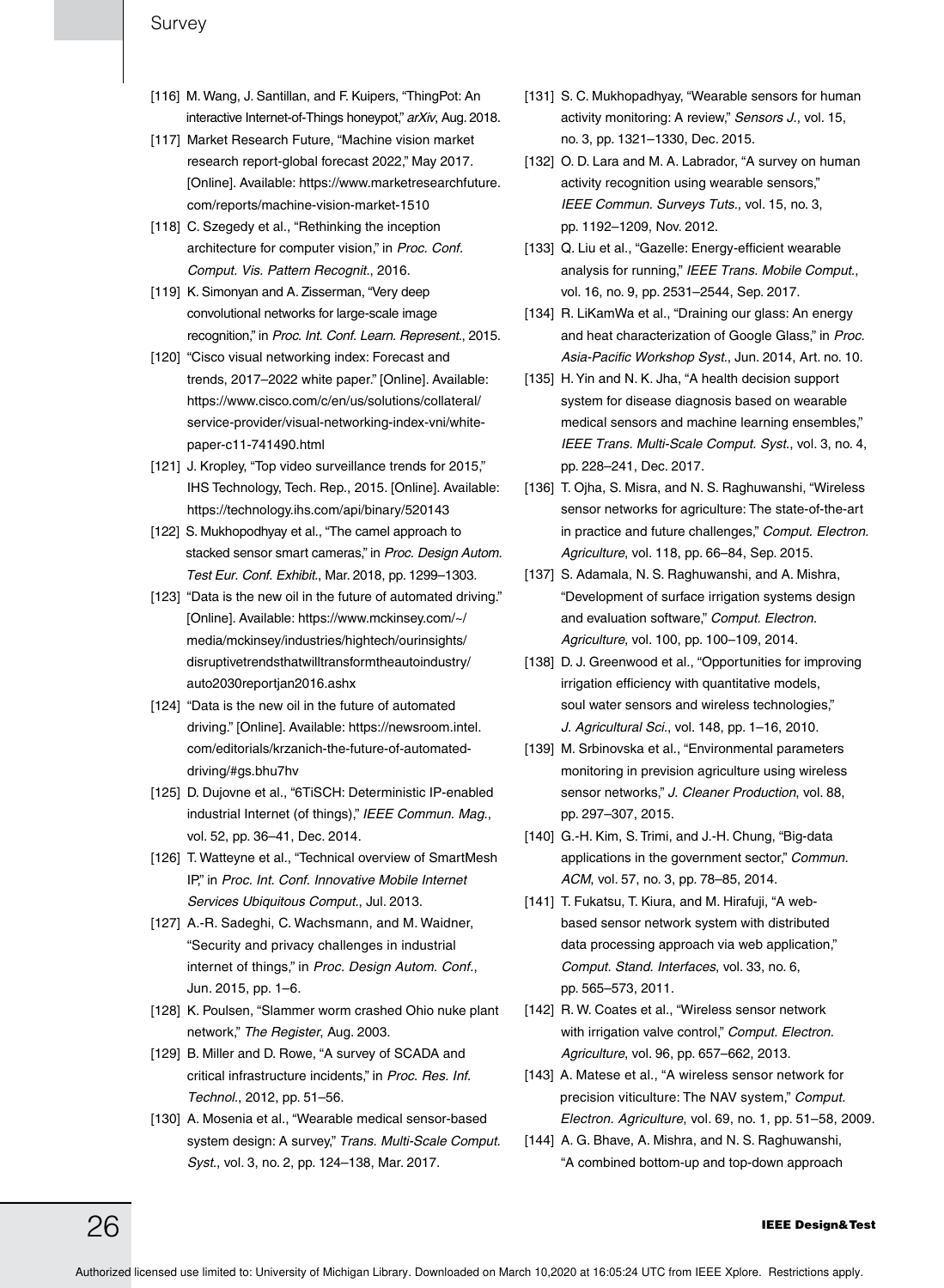[116] M. Wang, J. Santillan, and F. Kuipers, "ThingPot: An interactive Internet-of-Things honeypot," *arXiv*, Aug. 2018.

[117] Market Research Future, "Machine vision market research report-global forecast 2022," May 2017. [Online]. Available: https://www.marketresearchfuture.com/reports/machine-vision-market-1510

[118] C. Szegedy et al., "Rethinking the inception architecture for computer vision," in *Proc. Conf. Comput. Vis. Pattern Recognit.*, 2016.

[119] K. Simonyan and A. Zisserman, "Very deep convolutional networks for large-scale image recognition," in *Proc. Int. Conf. Learn. Represent.*, 2015.

[120] "Cisco visual networking index: Forecast and trends, 2017–2022 white paper." [Online]. Available: https://www.cisco.com/c/en/us/solutions/collateral/service-provider/visual-networking-index-vni/white-paper-c11-741490.html

[121] J. Kropley, "Top video surveillance trends for 2015," IHS Technology, Tech. Rep., 2015. [Online]. Available: https://technology.ihs.com/api/binary/520143

[122] S. Mukhopodhyay et al., "The camel approach to stacked sensor smart cameras," in *Proc. Design Autom. Test Eur. Conf. Exhibit.*, Mar. 2018, pp. 1299–1303.

[123] "Data is the new oil in the future of automated driving." [Online]. Available: https://www.mckinsey.com/~/media/mckinsey/industries/hightech/ourinsights/disruptivetrendsthatwilltransformtheautoindustry/auto2030reportjan2016.ashx

[124] "Data is the new oil in the future of automated driving." [Online]. Available: https://newsroom.intel.com/editorials/krzanich-the-future-of-automated-driving/#gs.bhu7hv

[125] D. Dujovne et al., "6TiSCH: Deterministic IP-enabled industrial Internet (of things)," *IEEE Commun. Mag.*, vol. 52, pp. 36–41, Dec. 2014.

[126] T. Watteyne et al., "Technical overview of SmartMesh IP," in *Proc. Int. Conf. Innovative Mobile Internet Services Ubiquitous Comput.*, Jul. 2013.

[127] A.-R. Sadeghi, C. Wachsmann, and M. Waidner, "Security and privacy challenges in industrial internet of things," in *Proc. Design Autom. Conf.*, Jun. 2015, pp. 1–6.

[128] K. Poulsen, "Slammer worm crashed Ohio nuke plant network," *The Register*, Aug. 2003.

[129] B. Miller and D. Rowe, "A survey of SCADA and critical infrastructure incidents," in *Proc. Res. Inf. Technol.*, 2012, pp. 51–56.

[130] A. Mosenia et al., "Wearable medical sensor-based system design: A survey," *Trans. Multi-Scale Comput. Syst.*, vol. 3, no. 2, pp. 124–138, Mar. 2017.

[131] S. C. Mukhopadhyay, "Wearable sensors for human activity monitoring: A review," *Sensors J.*, vol. 15, no. 3, pp. 1321–1330, Dec. 2015.

[132] O. D. Lara and M. A. Labrador, "A survey on human activity recognition using wearable sensors," *IEEE Commun. Surveys Tuts.*, vol. 15, no. 3, pp. 1192–1209, Nov. 2012.

[133] Q. Liu et al., "Gazelle: Energy-efficient wearable analysis for running," *IEEE Trans. Mobile Comput.*, vol. 16, no. 9, pp. 2531–2544, Sep. 2017.

[134] R. LiKamWa et al., "Draining our glass: An energy and heat characterization of Google Glass," in *Proc. Asia-Pacific Workshop Syst.*, Jun. 2014, Art. no. 10.

[135] H. Yin and N. K. Jha, "A health decision support system for disease diagnosis based on wearable medical sensors and machine learning ensembles," *IEEE Trans. Multi-Scale Comput. Syst.*, vol. 3, no. 4, pp. 228–241, Dec. 2017.

[136] T. Ojha, S. Misra, and N. S. Raghuwanshi, "Wireless sensor networks for agriculture: The state-of-the-art in practice and future challenges," *Comput. Electron. Agriculture*, vol. 118, pp. 66–84, Sep. 2015.

[137] S. Adamala, N. S. Raghuwanshi, and A. Mishra, "Development of surface irrigation systems design and evaluation software," *Comput. Electron. Agriculture*, vol. 100, pp. 100–109, 2014.

[138] D. J. Greenwood et al., "Opportunities for improving irrigation efficiency with quantitative models, soul water sensors and wireless technologies," *J. Agricultural Sci.*, vol. 148, pp. 1–16, 2010.

[139] M. Srbinovska et al., "Environmental parameters monitoring in prevision agriculture using wireless sensor networks," *J. Cleaner Production*, vol. 88, pp. 297–307, 2015.

[140] G.-H. Kim, S. Trimi, and J.-H. Chung, "Big-data applications in the government sector," *Commun. ACM*, vol. 57, no. 3, pp. 78–85, 2014.

[141] T. Fukatsu, T. Kiura, and M. Hirafuji, "A web-based sensor network system with distributed data processing approach via web application," *Comput. Stand. Interfaces*, vol. 33, no. 6, pp. 565–573, 2011.

[142] R. W. Coates et al., "Wireless sensor network with irrigation valve control," *Comput. Electron. Agriculture*, vol. 96, pp. 657–662, 2013.

[143] A. Matese et al., "A wireless sensor network for precision viticulture: The NAV system," *Comput. Electron. Agriculture*, vol. 69, no. 1, pp. 51–58, 2009.

[144] A. G. Bhave, A. Mishra, and N. S. Raghuwanshi, "A combined bottom-up and top-down approach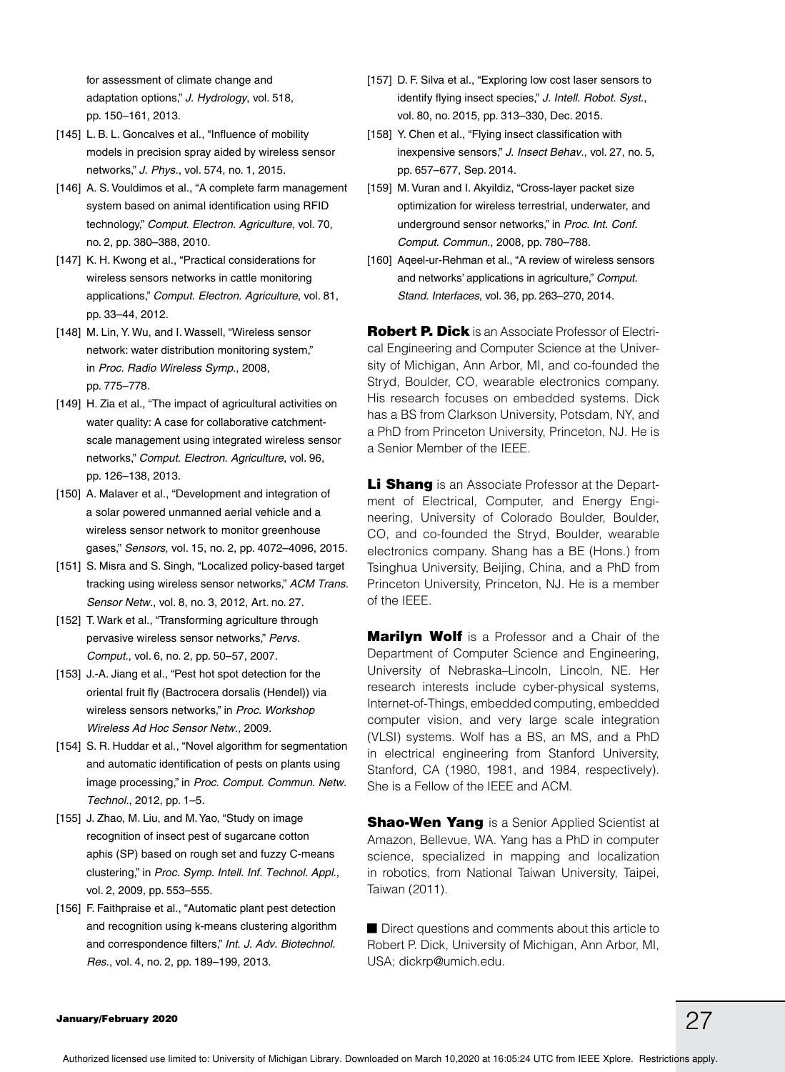for assessment of climate change and adaptation options," *J. Hydrology*, vol. 518, pp. 150–161, 2013.

[145] L. B. L. Goncalves et al., "Influence of mobility models in precision spray aided by wireless sensor networks," *J. Phys.*, vol. 574, no. 1, 2015.

[146] A. S. Vouldimos et al., "A complete farm management system based on animal identification using RFID technology," *Comput. Electron. Agriculture*, vol. 70, no. 2, pp. 380–388, 2010.

[147] K. H. Kwong et al., "Practical considerations for wireless sensors networks in cattle monitoring applications," *Comput. Electron. Agriculture*, vol. 81, pp. 33–44, 2012.

[148] M. Lin, Y. Wu, and I. Wassell, "Wireless sensor network: water distribution monitoring system," in *Proc. Radio Wireless Symp.*, 2008, pp. 775–778.

[149] H. Zia et al., "The impact of agricultural activities on water quality: A case for collaborative catchment-scale management using integrated wireless sensor networks," *Comput. Electron. Agriculture*, vol. 96, pp. 126–138, 2013.

[150] A. Malaver et al., "Development and integration of a solar powered unmanned aerial vehicle and a wireless sensor network to monitor greenhouse gases," *Sensors*, vol. 15, no. 2, pp. 4072–4096, 2015.

[151] S. Misra and S. Singh, "Localized policy-based target tracking using wireless sensor networks," *ACM Trans. Sensor Netw.*, vol. 8, no. 3, 2012, Art. no. 27.

[152] T. Wark et al., "Transforming agriculture through pervasive wireless sensor networks," *Pervs. Comput.*, vol. 6, no. 2, pp. 50–57, 2007.

[153] J.-A. Jiang et al., "Pest hot spot detection for the oriental fruit fly (Bactrocera dorsalis (Hendel)) via wireless sensors networks," in *Proc. Workshop Wireless Ad Hoc Sensor Netw.*, 2009.

[154] S. R. Huddar et al., "Novel algorithm for segmentation and automatic identification of pests on plants using image processing," in *Proc. Comput. Commun. Netw. Technol.*, 2012, pp. 1–5.

[155] J. Zhao, M. Liu, and M. Yao, "Study on image recognition of insect pest of sugarcane cotton aphis (SP) based on rough set and fuzzy C-means clustering," in *Proc. Symp. Intell. Inf. Technol. Appl.*, vol. 2, 2009, pp. 553–555.

[156] F. Faithpraise et al., "Automatic plant pest detection and recognition using k-means clustering algorithm and correspondence filters," *Int. J. Adv. Biotechnol. Res.*, vol. 4, no. 2, pp. 189–199, 2013.

[157] D. F. Silva et al., "Exploring low cost laser sensors to identify flying insect species," *J. Intell. Robot. Syst.*, vol. 80, no. 2015, pp. 313–330, Dec. 2015.

[158] Y. Chen et al., "Flying insect classification with inexpensive sensors," *J. Insect Behav.*, vol. 27, no. 5, pp. 657–677, Sep. 2014.

[159] M. Vuran and I. Akyildiz, "Cross-layer packet size optimization for wireless terrestrial, underwater, and underground sensor networks," in *Proc. Int. Conf. Comput. Commun.*, 2008, pp. 780–788.

[160] Aqeel-ur-Rehman et al., "A review of wireless sensors and networks' applications in agriculture," *Comput. Stand. Interfaces*, vol. 36, pp. 263–270, 2014.

**Robert P. Dick** is an Associate Professor of Electrical Engineering and Computer Science at the University of Michigan, Ann Arbor, MI, and co-founded the Stryd, Boulder, CO, wearable electronics company. His research focuses on embedded systems. Dick has a BS from Clarkson University, Potsdam, NY, and a PhD from Princeton University, Princeton, NJ. He is a Senior Member of the IEEE.

**Li Shang** is an Associate Professor at the Department of Electrical, Computer, and Energy Engineering, University of Colorado Boulder, Boulder, CO, and co-founded the Stryd, Boulder, wearable electronics company. Shang has a BE (Hons.) from Tsinghua University, Beijing, China, and a PhD from Princeton University, Princeton, NJ. He is a member of the IEEE.

**Marilyn Wolf** is a Professor and a Chair of the Department of Computer Science and Engineering, University of Nebraska–Lincoln, Lincoln, NE. Her research interests include cyber-physical systems, Internet-of-Things, embedded computing, embedded computer vision, and very large scale integration (VLSI) systems. Wolf has a BS, an MS, and a PhD in electrical engineering from Stanford University, Stanford, CA (1980, 1981, and 1984, respectively). She is a Fellow of the IEEE and ACM.

**Shao-Wen Yang** is a Senior Applied Scientist at Amazon, Bellevue, WA. Yang has a PhD in computer science, specialized in mapping and localization in robotics, from National Taiwan University, Taipei, Taiwan (2011).

■ Direct questions and comments about this article to Robert P. Dick, University of Michigan, Ann Arbor, MI, USA; dickrp@umich.edu.